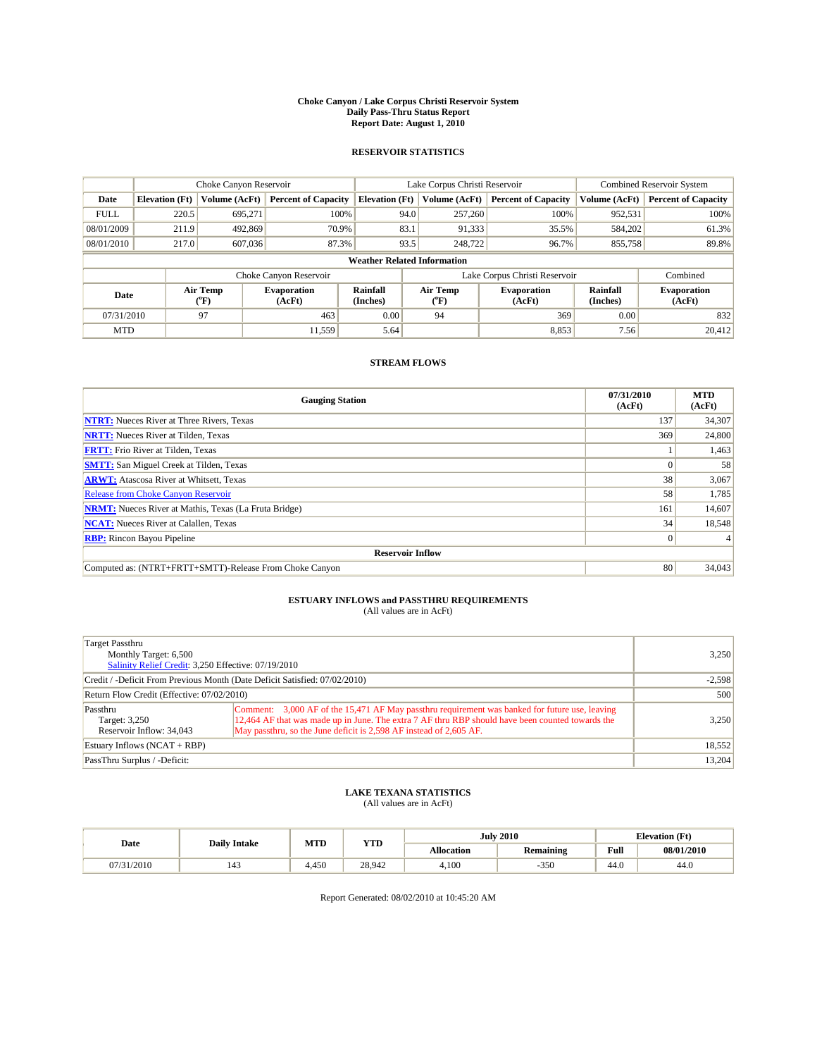# Choke Canyon / Lake Corpus Christi Reservoir System
## Daily Pass-Thru Status Report
### Report Date: August 1, 2010

## RESERVOIR STATISTICS

| | Choke Canyon Reservoir | | | Lake Corpus Christi Reservoir | | | Combined Reservoir System | |
|---|---|---|---|---|---|---|---|---|
| Date | Elevation (Ft) | Volume (AcFt) | Percent of Capacity | Elevation (Ft) | Volume (AcFt) | Percent of Capacity | Volume (AcFt) | Percent of Capacity |
| FULL | 220.5 | 695,271 | 100% | 94.0 | 257,260 | 100% | 952,531 | 100% |
| 08/01/2009 | 211.9 | 492,869 | 70.9% | 83.1 | 91,333 | 35.5% | 584,202 | 61.3% |
| 08/01/2010 | 217.0 | 607,036 | 87.3% | 93.5 | 248,722 | 96.7% | 855,758 | 89.8% |

**Weather Related Information**

| | Choke Canyon Reservoir | | | Lake Corpus Christi Reservoir | | | Combined |
|---|---|---|---|---|---|---|---|
| Date | Air Temp (°F) | Evaporation (AcFt) | Rainfall (Inches) | Air Temp (°F) | Evaporation (AcFt) | Rainfall (Inches) | Evaporation (AcFt) |
| 07/31/2010 | 97 | 463 | 0.00 | 94 | 369 | 0.00 | 832 |
| MTD | | 11,559 | 5.64 | | 8,853 | 7.56 | 20,412 |

## STREAM FLOWS

| Gauging Station | 07/31/2010 (AcFt) | MTD (AcFt) |
|---|---|---|
| NTRT: Nueces River at Three Rivers, Texas | 137 | 34,307 |
| NRTT: Nueces River at Tilden, Texas | 369 | 24,800 |
| FRTT: Frio River at Tilden, Texas | 1 | 1,463 |
| SMTT: San Miguel Creek at Tilden, Texas | 0 | 58 |
| ARWT: Atascosa River at Whitsett, Texas | 38 | 3,067 |
| Release from Choke Canyon Reservoir | 58 | 1,785 |
| NRMT: Nueces River at Mathis, Texas (La Fruta Bridge) | 161 | 14,607 |
| NCAT: Nueces River at Calallen, Texas | 34 | 18,548 |
| RBP: Rincon Bayou Pipeline | 0 | 4 |
| **Reservoir Inflow** | | |
| Computed as: (NTRT+FRTT+SMTT)-Release From Choke Canyon | 80 | 34,043 |

## ESTUARY INFLOWS and PASSTHRU REQUIREMENTS
(All values are in AcFt)

| | | |
|---|---|---|
| Target Passthru<br>Monthly Target: 6,500<br>Salinity Relief Credit: 3,250 Effective: 07/19/2010 | | 3,250 |
| Credit / -Deficit From Previous Month (Date Deficit Satisfied: 07/02/2010) | | -2,598 |
| Return Flow Credit (Effective: 07/02/2010) | | 500 |
| Passthru<br>Target: 3,250<br>Reservoir Inflow: 34,043 | Comment: 3,000 AF of the 15,471 AF May passthru requirement was banked for future use, leaving 12,464 AF that was made up in June. The extra 7 AF thru RBP should have been counted towards the May passthru, so the June deficit is 2,598 AF instead of 2,605 AF. | 3,250 |
| Estuary Inflows (NCAT + RBP) | | 18,552 |
| PassThru Surplus / -Deficit: | | 13,204 |

## LAKE TEXANA STATISTICS
(All values are in AcFt)

| Date | Daily Intake | MTD | YTD | July 2010 | | Elevation (Ft) | |
|---|---|---|---|---|---|---|---|
| | | | | Allocation | Remaining | Full | 08/01/2010 |
| 07/31/2010 | 143 | 4,450 | 28,942 | 4,100 | -350 | 44.0 | 44.0 |

Report Generated: 08/02/2010 at 10:45:20 AM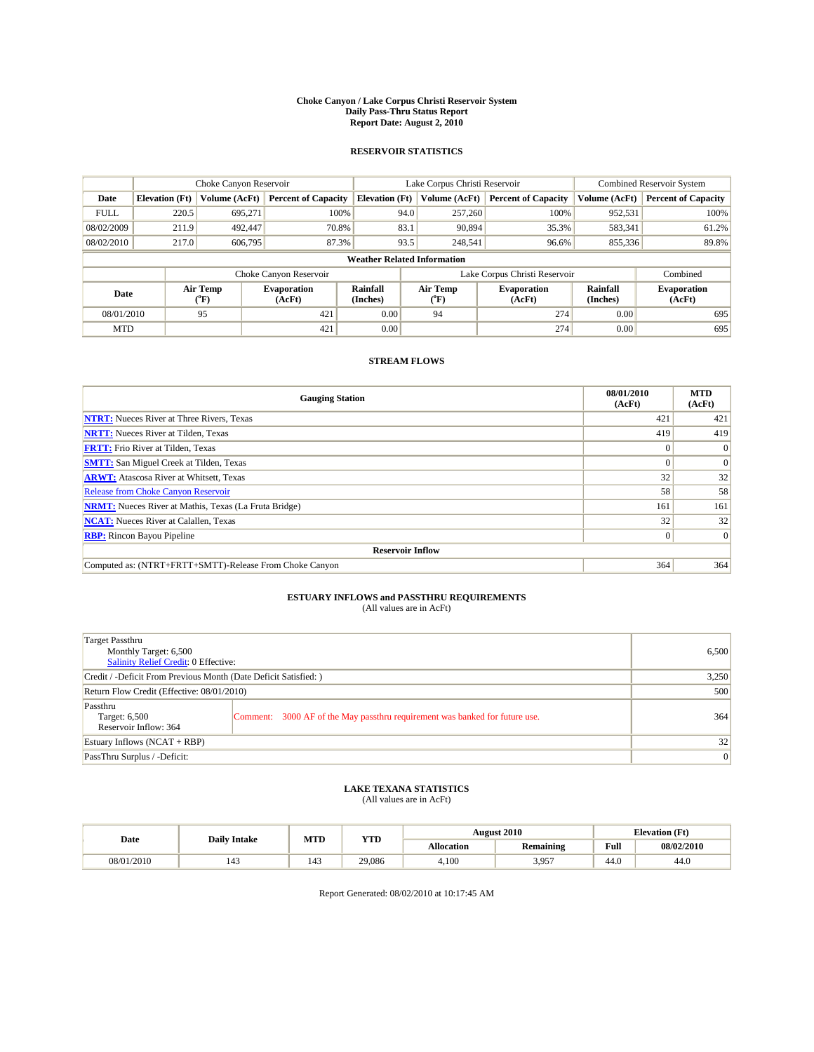# Choke Canyon / Lake Corpus Christi Reservoir System
## Daily Pass-Thru Status Report
## Report Date: August 2, 2010

### RESERVOIR STATISTICS

| | Choke Canyon Reservoir | | | Lake Corpus Christi Reservoir | | | Combined Reservoir System | |
|---|---|---|---|---|---|---|---|---|
| Date | Elevation (Ft) | Volume (AcFt) | Percent of Capacity | Elevation (Ft) | Volume (AcFt) | Percent of Capacity | Volume (AcFt) | Percent of Capacity |
| FULL | 220.5 | 695,271 | 100% | 94.0 | 257,260 | 100% | 952,531 | 100% |
| 08/02/2009 | 211.9 | 492,447 | 70.8% | 83.1 | 90,894 | 35.3% | 583,341 | 61.2% |
| 08/02/2010 | 217.0 | 606,795 | 87.3% | 93.5 | 248,541 | 96.6% | 855,336 | 89.8% |

**Weather Related Information**

| | Choke Canyon Reservoir | | | Lake Corpus Christi Reservoir | | | Combined |
|---|---|---|---|---|---|---|---|
| Date | Air Temp (°F) | Evaporation (AcFt) | Rainfall (Inches) | Air Temp (°F) | Evaporation (AcFt) | Rainfall (Inches) | Evaporation (AcFt) |
| 08/01/2010 | 95 | 421 | 0.00 | 94 | 274 | 0.00 | 695 |
| MTD | | 421 | 0.00 | | 274 | 0.00 | 695 |

### STREAM FLOWS

| Gauging Station | 08/01/2010 (AcFt) | MTD (AcFt) |
|---|---|---|
| NTRT: Nueces River at Three Rivers, Texas | 421 | 421 |
| NRTT: Nueces River at Tilden, Texas | 419 | 419 |
| FRTT: Frio River at Tilden, Texas | 0 | 0 |
| SMTT: San Miguel Creek at Tilden, Texas | 0 | 0 |
| ARWT: Atascosa River at Whitsett, Texas | 32 | 32 |
| Release from Choke Canyon Reservoir | 58 | 58 |
| NRMT: Nueces River at Mathis, Texas (La Fruta Bridge) | 161 | 161 |
| NCAT: Nueces River at Calallen, Texas | 32 | 32 |
| RBP: Rincon Bayou Pipeline | 0 | 0 |
| **Reservoir Inflow** | | |
| Computed as: (NTRT+FRTT+SMTT)-Release From Choke Canyon | 364 | 364 |

### ESTUARY INFLOWS and PASSTHRU REQUIREMENTS
(All values are in AcFt)

| | | |
|---|---|---|
| Target Passthru<br>Monthly Target: 6,500<br>Salinity Relief Credit: 0 Effective: | | 6,500 |
| Credit / -Deficit From Previous Month (Date Deficit Satisfied: ) | | 3,250 |
| Return Flow Credit (Effective: 08/01/2010) | | 500 |
| Passthru<br>Target: 6,500<br>Reservoir Inflow: 364 | Comment: 3000 AF of the May passthru requirement was banked for future use. | 364 |
| Estuary Inflows (NCAT + RBP) | | 32 |
| PassThru Surplus / -Deficit: | | 0 |

### LAKE TEXANA STATISTICS
(All values are in AcFt)

| Date | Daily Intake | MTD | YTD | August 2010 | | Elevation (Ft) | |
|---|---|---|---|---|---|---|---|
| | | | | Allocation | Remaining | Full | 08/02/2010 |
| 08/01/2010 | 143 | 143 | 29,086 | 4,100 | 3,957 | 44.0 | 44.0 |

Report Generated: 08/02/2010 at 10:17:45 AM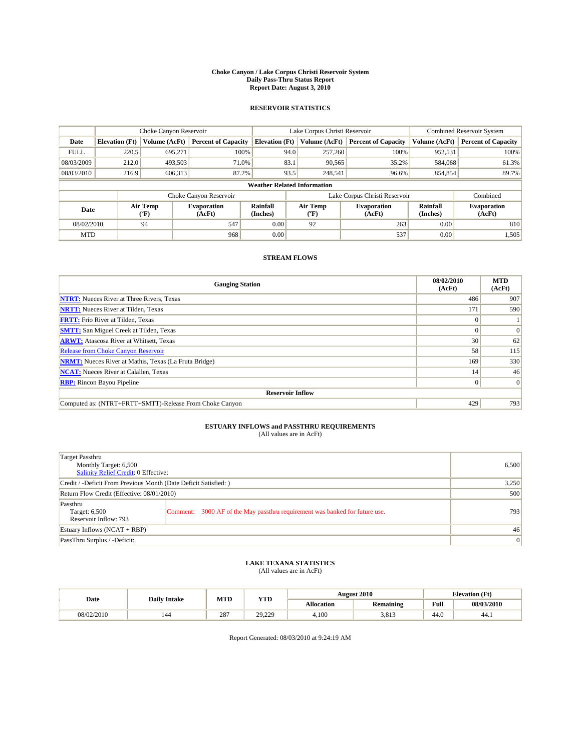# Choke Canyon / Lake Corpus Christi Reservoir System
## Daily Pass-Thru Status Report
### Report Date: August 3, 2010

## RESERVOIR STATISTICS

| | Choke Canyon Reservoir | | | Lake Corpus Christi Reservoir | | | Combined Reservoir System | |
|---|---|---|---|---|---|---|---|---|
| Date | Elevation (Ft) | Volume (AcFt) | Percent of Capacity | Elevation (Ft) | Volume (AcFt) | Percent of Capacity | Volume (AcFt) | Percent of Capacity |
| FULL | 220.5 | 695,271 | 100% | 94.0 | 257,260 | 100% | 952,531 | 100% |
| 08/03/2009 | 212.0 | 493,503 | 71.0% | 83.1 | 90,565 | 35.2% | 584,068 | 61.3% |
| 08/03/2010 | 216.9 | 606,313 | 87.2% | 93.5 | 248,541 | 96.6% | 854,854 | 89.7% |

**Weather Related Information**

| | Choke Canyon Reservoir | | | Lake Corpus Christi Reservoir | | | Combined |
|---|---|---|---|---|---|---|---|
| Date | Air Temp (°F) | Evaporation (AcFt) | Rainfall (Inches) | Air Temp (°F) | Evaporation (AcFt) | Rainfall (Inches) | Evaporation (AcFt) |
| 08/02/2010 | 94 | 547 | 0.00 | 92 | 263 | 0.00 | 810 |
| MTD | | 968 | 0.00 | | 537 | 0.00 | 1,505 |

## STREAM FLOWS

| Gauging Station | 08/02/2010 (AcFt) | MTD (AcFt) |
|---|---|---|
| NTRT: Nueces River at Three Rivers, Texas | 486 | 907 |
| NRTT: Nueces River at Tilden, Texas | 171 | 590 |
| FRTT: Frio River at Tilden, Texas | 0 | 1 |
| SMTT: San Miguel Creek at Tilden, Texas | 0 | 0 |
| ARWT: Atascosa River at Whitsett, Texas | 30 | 62 |
| Release from Choke Canyon Reservoir | 58 | 115 |
| NRMT: Nueces River at Mathis, Texas (La Fruta Bridge) | 169 | 330 |
| NCAT: Nueces River at Calallen, Texas | 14 | 46 |
| RBP: Rincon Bayou Pipeline | 0 | 0 |
| **Reservoir Inflow** | | |
| Computed as: (NTRT+FRTT+SMTT)-Release From Choke Canyon | 429 | 793 |

## ESTUARY INFLOWS and PASSTHRU REQUIREMENTS
(All values are in AcFt)

| | | |
|---|---|---|
| Target Passthru<br>Monthly Target: 6,500<br>Salinity Relief Credit: 0 Effective: | | 6,500 |
| Credit / -Deficit From Previous Month (Date Deficit Satisfied: ) | | 3,250 |
| Return Flow Credit (Effective: 08/01/2010) | | 500 |
| Passthru<br>Target: 6,500<br>Reservoir Inflow: 793 | Comment: 3000 AF of the May passthru requirement was banked for future use. | 793 |
| Estuary Inflows (NCAT + RBP) | | 46 |
| PassThru Surplus / -Deficit: | | 0 |

## LAKE TEXANA STATISTICS
(All values are in AcFt)

| Date | Daily Intake | MTD | YTD | August 2010 | | Elevation (Ft) | |
|---|---|---|---|---|---|---|---|
| | | | | Allocation | Remaining | Full | 08/03/2010 |
| 08/02/2010 | 144 | 287 | 29,229 | 4,100 | 3,813 | 44.0 | 44.1 |

Report Generated: 08/03/2010 at 9:24:19 AM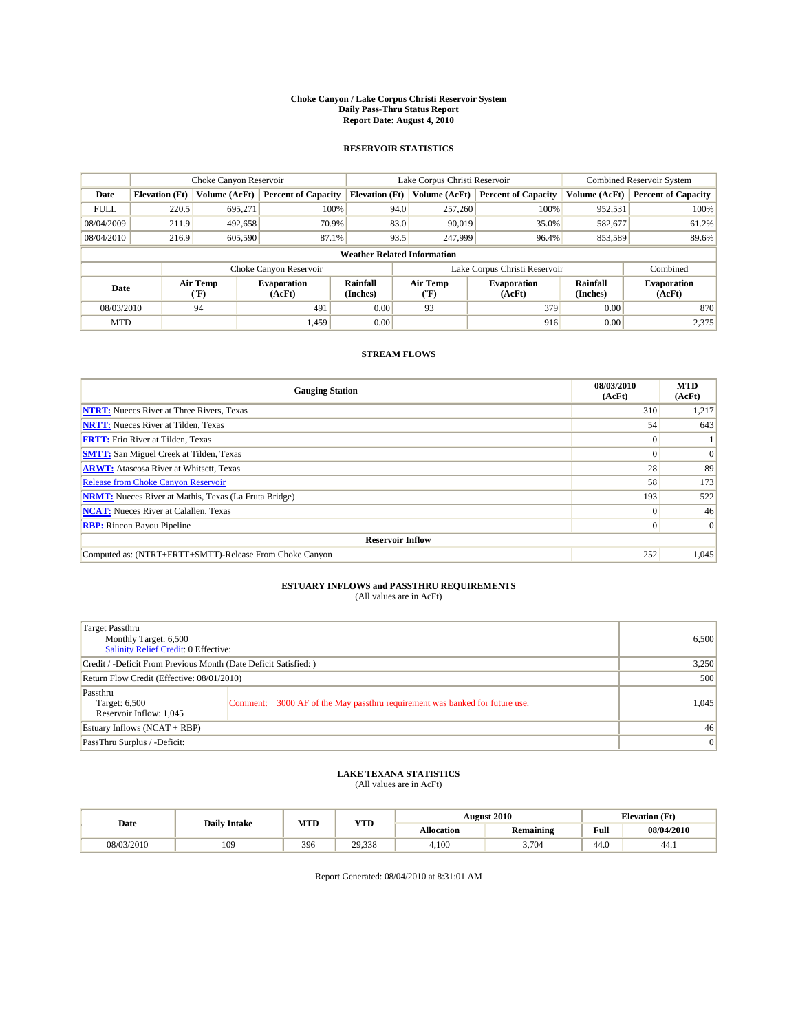# Choke Canyon / Lake Corpus Christi Reservoir System
## Daily Pass-Thru Status Report
### Report Date: August 4, 2010

## RESERVOIR STATISTICS

| | Choke Canyon Reservoir | | | Lake Corpus Christi Reservoir | | | Combined Reservoir System | |
|---|---|---|---|---|---|---|---|---|
| Date | Elevation (Ft) | Volume (AcFt) | Percent of Capacity | Elevation (Ft) | Volume (AcFt) | Percent of Capacity | Volume (AcFt) | Percent of Capacity |
| FULL | 220.5 | 695,271 | 100% | 94.0 | 257,260 | 100% | 952,531 | 100% |
| 08/04/2009 | 211.9 | 492,658 | 70.9% | 83.0 | 90,019 | 35.0% | 582,677 | 61.2% |
| 08/04/2010 | 216.9 | 605,590 | 87.1% | 93.5 | 247,999 | 96.4% | 853,589 | 89.6% |

**Weather Related Information**

| | Choke Canyon Reservoir | | | Lake Corpus Christi Reservoir | | | Combined |
|---|---|---|---|---|---|---|---|
| Date | Air Temp (°F) | Evaporation (AcFt) | Rainfall (Inches) | Air Temp (°F) | Evaporation (AcFt) | Rainfall (Inches) | Evaporation (AcFt) |
| 08/03/2010 | 94 | 491 | 0.00 | 93 | 379 | 0.00 | 870 |
| MTD | | 1,459 | 0.00 | | 916 | 0.00 | 2,375 |

## STREAM FLOWS

| Gauging Station | 08/03/2010 (AcFt) | MTD (AcFt) |
|---|---|---|
| **NTRT:** Nueces River at Three Rivers, Texas | 310 | 1,217 |
| **NRTT:** Nueces River at Tilden, Texas | 54 | 643 |
| **FRTT:** Frio River at Tilden, Texas | 0 | 1 |
| **SMTT:** San Miguel Creek at Tilden, Texas | 0 | 0 |
| **ARWT:** Atascosa River at Whitsett, Texas | 28 | 89 |
| Release from Choke Canyon Reservoir | 58 | 173 |
| **NRMT:** Nueces River at Mathis, Texas (La Fruta Bridge) | 193 | 522 |
| **NCAT:** Nueces River at Calallen, Texas | 0 | 46 |
| **RBP:** Rincon Bayou Pipeline | 0 | 0 |
| **Reservoir Inflow** | | |
| Computed as: (NTRT+FRTT+SMTT)-Release From Choke Canyon | 252 | 1,045 |

## ESTUARY INFLOWS and PASSTHRU REQUIREMENTS
(All values are in AcFt)

| | | |
|---|---|---|
| Target Passthru<br>Monthly Target: 6,500<br>Salinity Relief Credit: 0 Effective: | | 6,500 |
| Credit / -Deficit From Previous Month (Date Deficit Satisfied: ) | | 3,250 |
| Return Flow Credit (Effective: 08/01/2010) | | 500 |
| Passthru<br>Target: 6,500<br>Reservoir Inflow: 1,045 | Comment: 3000 AF of the May passthru requirement was banked for future use. | 1,045 |
| Estuary Inflows (NCAT + RBP) | | 46 |
| PassThru Surplus / -Deficit: | | 0 |

## LAKE TEXANA STATISTICS
(All values are in AcFt)

| Date | Daily Intake | MTD | YTD | August 2010 | | Elevation (Ft) | |
|---|---|---|---|---|---|---|---|
| | | | | Allocation | Remaining | Full | 08/04/2010 |
| 08/03/2010 | 109 | 396 | 29,338 | 4,100 | 3,704 | 44.0 | 44.1 |

Report Generated: 08/04/2010 at 8:31:01 AM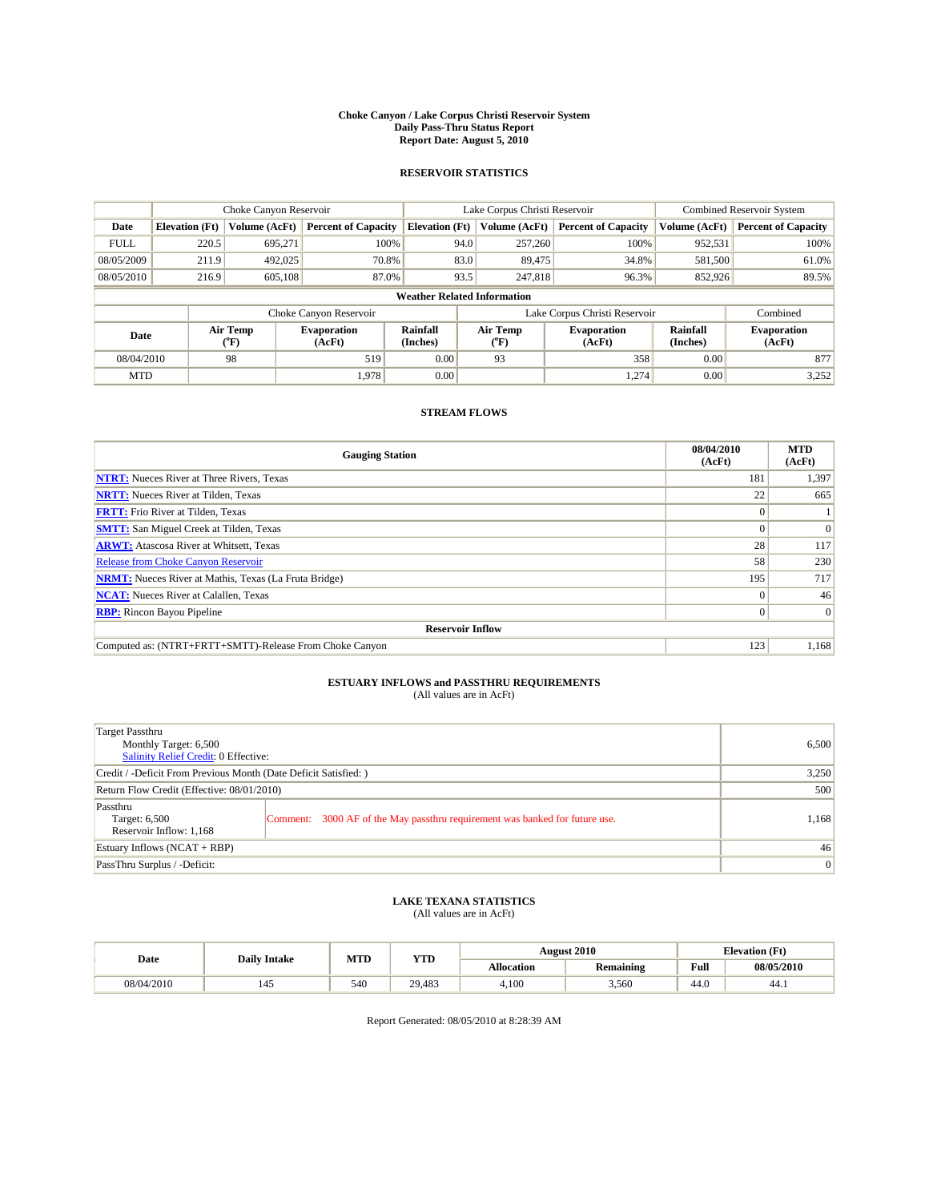# Choke Canyon / Lake Corpus Christi Reservoir System
## Daily Pass-Thru Status Report
## Report Date: August 5, 2010

### RESERVOIR STATISTICS

| | Choke Canyon Reservoir | | | Lake Corpus Christi Reservoir | | | Combined Reservoir System | |
|---|---|---|---|---|---|---|---|---|
| Date | Elevation (Ft) | Volume (AcFt) | Percent of Capacity | Elevation (Ft) | Volume (AcFt) | Percent of Capacity | Volume (AcFt) | Percent of Capacity |
| FULL | 220.5 | 695,271 | 100% | 94.0 | 257,260 | 100% | 952,531 | 100% |
| 08/05/2009 | 211.9 | 492,025 | 70.8% | 83.0 | 89,475 | 34.8% | 581,500 | 61.0% |
| 08/05/2010 | 216.9 | 605,108 | 87.0% | 93.5 | 247,818 | 96.3% | 852,926 | 89.5% |

**Weather Related Information**

| | Choke Canyon Reservoir | | | Lake Corpus Christi Reservoir | | | Combined |
|---|---|---|---|---|---|---|---|
| Date | Air Temp (°F) | Evaporation (AcFt) | Rainfall (Inches) | Air Temp (°F) | Evaporation (AcFt) | Rainfall (Inches) | Evaporation (AcFt) |
| 08/04/2010 | 98 | 519 | 0.00 | 93 | 358 | 0.00 | 877 |
| MTD | | 1,978 | 0.00 | | 1,274 | 0.00 | 3,252 |

### STREAM FLOWS

| Gauging Station | 08/04/2010 (AcFt) | MTD (AcFt) |
|---|---|---|
| **NTRT:** Nueces River at Three Rivers, Texas | 181 | 1,397 |
| **NRTT:** Nueces River at Tilden, Texas | 22 | 665 |
| **FRTT:** Frio River at Tilden, Texas | 0 | 1 |
| **SMTT:** San Miguel Creek at Tilden, Texas | 0 | 0 |
| **ARWT:** Atascosa River at Whitsett, Texas | 28 | 117 |
| Release from Choke Canyon Reservoir | 58 | 230 |
| **NRMT:** Nueces River at Mathis, Texas (La Fruta Bridge) | 195 | 717 |
| **NCAT:** Nueces River at Calallen, Texas | 0 | 46 |
| **RBP:** Rincon Bayou Pipeline | 0 | 0 |
| **Reservoir Inflow** | | |
| Computed as: (NTRT+FRTT+SMTT)-Release From Choke Canyon | 123 | 1,168 |

### ESTUARY INFLOWS and PASSTHRU REQUIREMENTS
(All values are in AcFt)

| | | |
|---|---|---|
| Target Passthru<br>Monthly Target: 6,500<br>Salinity Relief Credit: 0 Effective: | | 6,500 |
| Credit / -Deficit From Previous Month (Date Deficit Satisfied: ) | | 3,250 |
| Return Flow Credit (Effective: 08/01/2010) | | 500 |
| Passthru<br>Target: 6,500<br>Reservoir Inflow: 1,168 | Comment: 3000 AF of the May passthru requirement was banked for future use. | 1,168 |
| Estuary Inflows (NCAT + RBP) | | 46 |
| PassThru Surplus / -Deficit: | | 0 |

### LAKE TEXANA STATISTICS
(All values are in AcFt)

| Date | Daily Intake | MTD | YTD | August 2010 | | Elevation (Ft) | |
|---|---|---|---|---|---|---|---|
| | | | | Allocation | Remaining | Full | 08/05/2010 |
| 08/04/2010 | 145 | 540 | 29,483 | 4,100 | 3,560 | 44.0 | 44.1 |

Report Generated: 08/05/2010 at 8:28:39 AM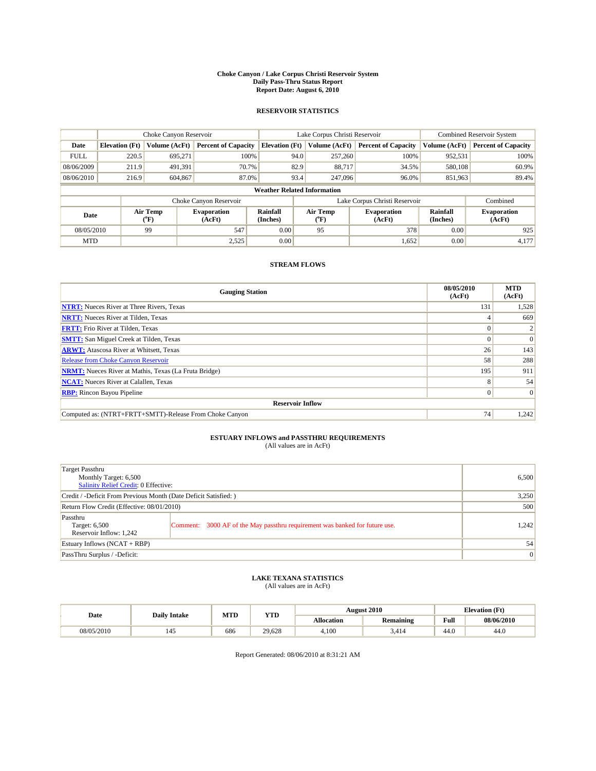# Choke Canyon / Lake Corpus Christi Reservoir System
## Daily Pass-Thru Status Report
## Report Date: August 6, 2010

### RESERVOIR STATISTICS

| | Choke Canyon Reservoir | | | Lake Corpus Christi Reservoir | | | Combined Reservoir System | |
|---|---|---|---|---|---|---|---|---|
| Date | Elevation (Ft) | Volume (AcFt) | Percent of Capacity | Elevation (Ft) | Volume (AcFt) | Percent of Capacity | Volume (AcFt) | Percent of Capacity |
| FULL | 220.5 | 695,271 | 100% | 94.0 | 257,260 | 100% | 952,531 | 100% |
| 08/06/2009 | 211.9 | 491,391 | 70.7% | 82.9 | 88,717 | 34.5% | 580,108 | 60.9% |
| 08/06/2010 | 216.9 | 604,867 | 87.0% | 93.4 | 247,096 | 96.0% | 851,963 | 89.4% |

**Weather Related Information**

| | Choke Canyon Reservoir | | | Lake Corpus Christi Reservoir | | | Combined |
|---|---|---|---|---|---|---|---|
| Date | Air Temp (°F) | Evaporation (AcFt) | Rainfall (Inches) | Air Temp (°F) | Evaporation (AcFt) | Rainfall (Inches) | Evaporation (AcFt) |
| 08/05/2010 | 99 | 547 | 0.00 | 95 | 378 | 0.00 | 925 |
| MTD | | 2,525 | 0.00 | | 1,652 | 0.00 | 4,177 |

### STREAM FLOWS

| Gauging Station | 08/05/2010 (AcFt) | MTD (AcFt) |
|---|---|---|
| NTRT: Nueces River at Three Rivers, Texas | 131 | 1,528 |
| NRTT: Nueces River at Tilden, Texas | 4 | 669 |
| FRTT: Frio River at Tilden, Texas | 0 | 2 |
| SMTT: San Miguel Creek at Tilden, Texas | 0 | 0 |
| ARWT: Atascosa River at Whitsett, Texas | 26 | 143 |
| Release from Choke Canyon Reservoir | 58 | 288 |
| NRMT: Nueces River at Mathis, Texas (La Fruta Bridge) | 195 | 911 |
| NCAT: Nueces River at Calallen, Texas | 8 | 54 |
| RBP: Rincon Bayou Pipeline | 0 | 0 |
| **Reservoir Inflow** | | |
| Computed as: (NTRT+FRTT+SMTT)-Release From Choke Canyon | 74 | 1,242 |

### ESTUARY INFLOWS and PASSTHRU REQUIREMENTS
(All values are in AcFt)

| | | |
|---|---|---|
| Target Passthru<br>Monthly Target: 6,500<br>Salinity Relief Credit: 0 Effective: | | 6,500 |
| Credit / -Deficit From Previous Month (Date Deficit Satisfied: ) | | 3,250 |
| Return Flow Credit (Effective: 08/01/2010) | | 500 |
| Passthru<br>Target: 6,500<br>Reservoir Inflow: 1,242 | Comment: 3000 AF of the May passthru requirement was banked for future use. | 1,242 |
| Estuary Inflows (NCAT + RBP) | | 54 |
| PassThru Surplus / -Deficit: | | 0 |

### LAKE TEXANA STATISTICS
(All values are in AcFt)

| Date | Daily Intake | MTD | YTD | August 2010 | | Elevation (Ft) | |
|---|---|---|---|---|---|---|---|
| | | | | Allocation | Remaining | Full | 08/06/2010 |
| 08/05/2010 | 145 | 686 | 29,628 | 4,100 | 3,414 | 44.0 | 44.0 |

Report Generated: 08/06/2010 at 8:31:21 AM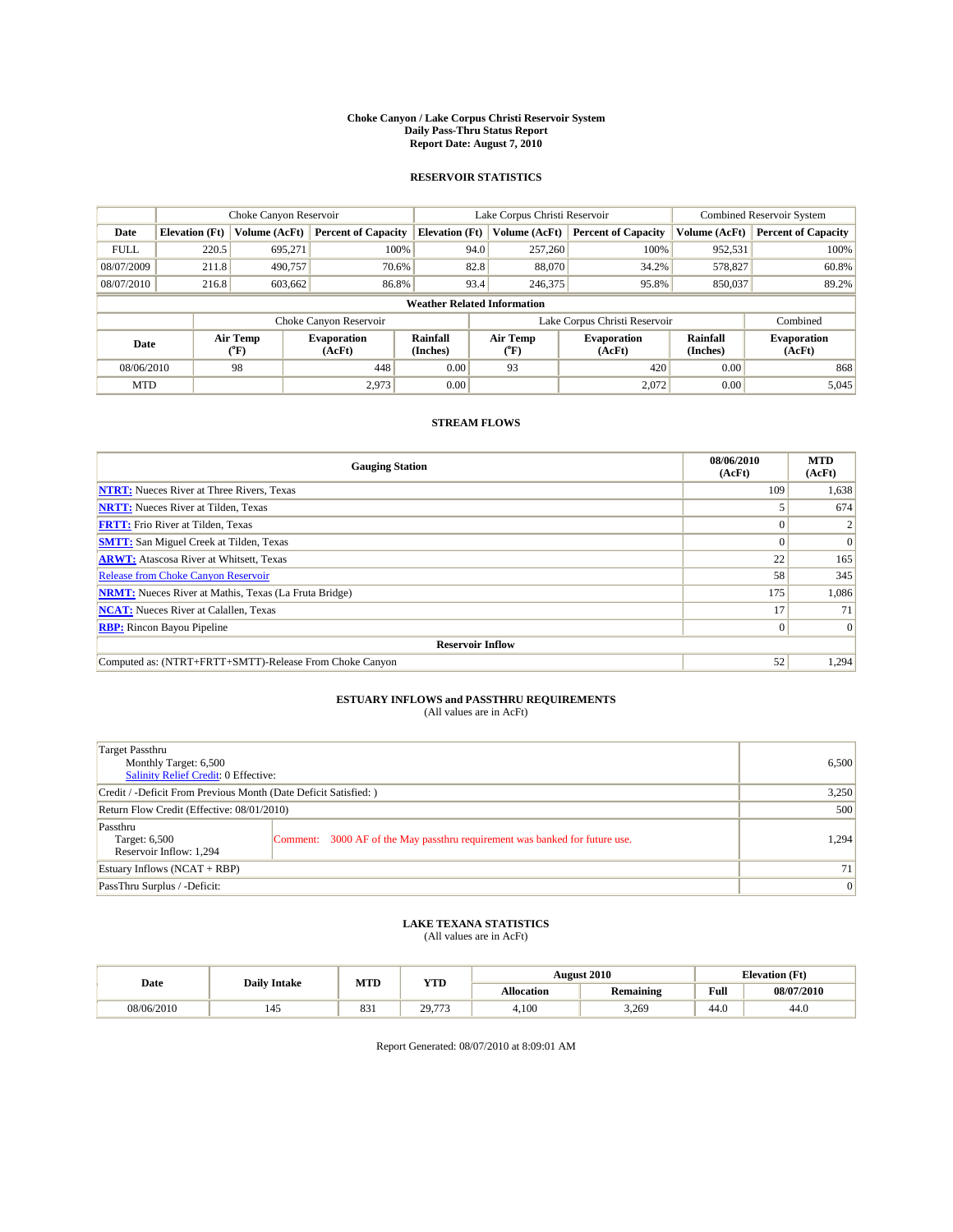**Choke Canyon / Lake Corpus Christi Reservoir System**
**Daily Pass-Thru Status Report**
**Report Date: August 7, 2010**

## RESERVOIR STATISTICS

| | Choke Canyon Reservoir | | | Lake Corpus Christi Reservoir | | | Combined Reservoir System | |
|---|---|---|---|---|---|---|---|---|
| **Date** | **Elevation (Ft)** | **Volume (AcFt)** | **Percent of Capacity** | **Elevation (Ft)** | **Volume (AcFt)** | **Percent of Capacity** | **Volume (AcFt)** | **Percent of Capacity** |
| FULL | 220.5 | 695,271 | 100% | 94.0 | 257,260 | 100% | 952,531 | 100% |
| 08/07/2009 | 211.8 | 490,757 | 70.6% | 82.8 | 88,070 | 34.2% | 578,827 | 60.8% |
| 08/07/2010 | 216.8 | 603,662 | 86.8% | 93.4 | 246,375 | 95.8% | 850,037 | 89.2% |

**Weather Related Information**

| | Choke Canyon Reservoir | | | Lake Corpus Christi Reservoir | | | Combined |
|---|---|---|---|---|---|---|---|
| **Date** | **Air Temp (°F)** | **Evaporation (AcFt)** | **Rainfall (Inches)** | **Air Temp (°F)** | **Evaporation (AcFt)** | **Rainfall (Inches)** | **Evaporation (AcFt)** |
| 08/06/2010 | 98 | 448 | 0.00 | 93 | 420 | 0.00 | 868 |
| MTD | | 2,973 | 0.00 | | 2,072 | 0.00 | 5,045 |

## STREAM FLOWS

| Gauging Station | 08/06/2010 (AcFt) | MTD (AcFt) |
|---|---|---|
| **NTRT:** Nueces River at Three Rivers, Texas | 109 | 1,638 |
| **NRTT:** Nueces River at Tilden, Texas | 5 | 674 |
| **FRTT:** Frio River at Tilden, Texas | 0 | 2 |
| **SMTT:** San Miguel Creek at Tilden, Texas | 0 | 0 |
| **ARWT:** Atascosa River at Whitsett, Texas | 22 | 165 |
| Release from Choke Canyon Reservoir | 58 | 345 |
| **NRMT:** Nueces River at Mathis, Texas (La Fruta Bridge) | 175 | 1,086 |
| **NCAT:** Nueces River at Calallen, Texas | 17 | 71 |
| **RBP:** Rincon Bayou Pipeline | 0 | 0 |
| **Reservoir Inflow** | | |
| Computed as: (NTRT+FRTT+SMTT)-Release From Choke Canyon | 52 | 1,294 |

## ESTUARY INFLOWS and PASSTHRU REQUIREMENTS

(All values are in AcFt)

| | | |
|---|---|---|
| Target Passthru<br>Monthly Target: 6,500<br>Salinity Relief Credit: 0 Effective: | | 6,500 |
| Credit / -Deficit From Previous Month (Date Deficit Satisfied: ) | | 3,250 |
| Return Flow Credit (Effective: 08/01/2010) | | 500 |
| Passthru<br>Target: 6,500<br>Reservoir Inflow: 1,294 | Comment: 3000 AF of the May passthru requirement was banked for future use. | 1,294 |
| Estuary Inflows (NCAT + RBP) | | 71 |
| PassThru Surplus / -Deficit: | | 0 |

## LAKE TEXANA STATISTICS

(All values are in AcFt)

| Date | Daily Intake | MTD | YTD | August 2010 | | Elevation (Ft) | |
|---|---|---|---|---|---|---|---|
| | | | | **Allocation** | **Remaining** | **Full** | **08/07/2010** |
| 08/06/2010 | 145 | 831 | 29,773 | 4,100 | 3,269 | 44.0 | 44.0 |

Report Generated: 08/07/2010 at 8:09:01 AM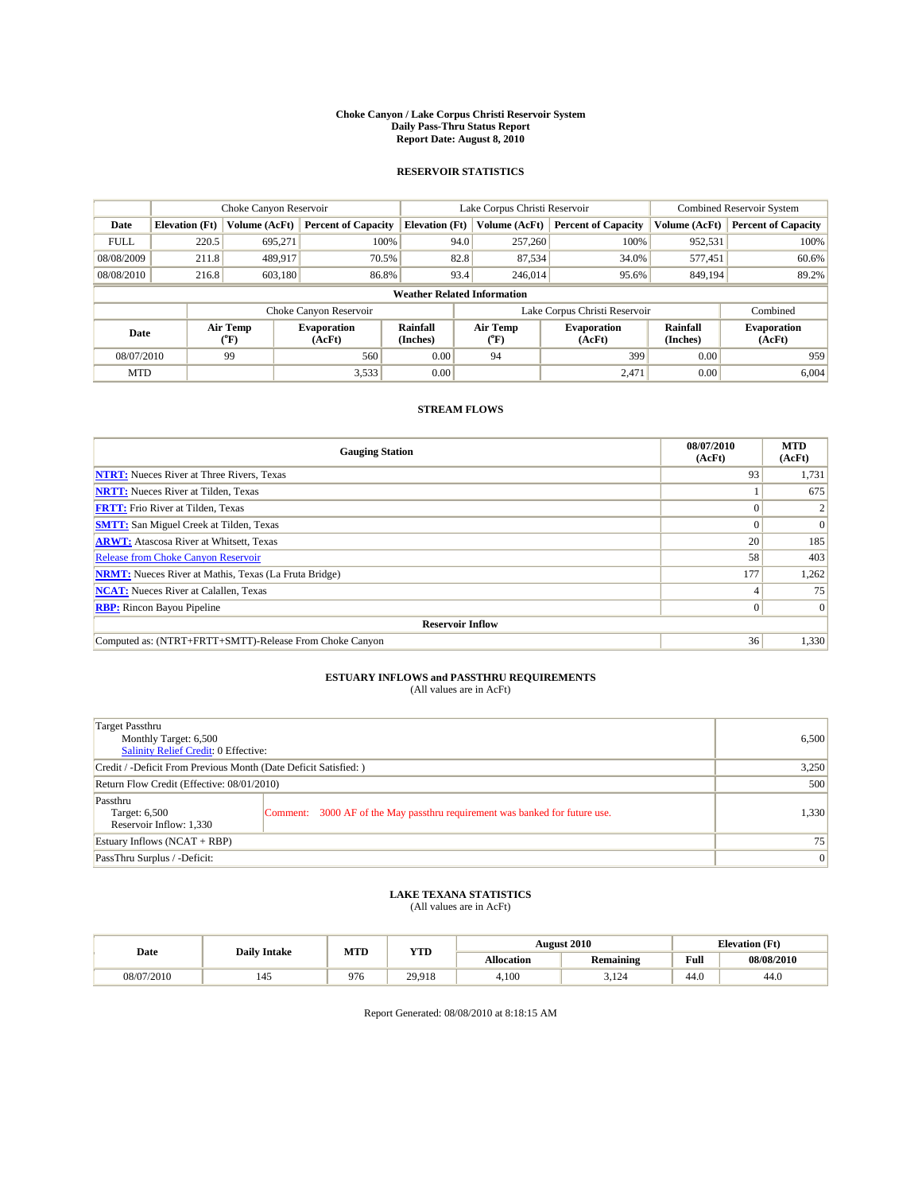# Choke Canyon / Lake Corpus Christi Reservoir System
## Daily Pass-Thru Status Report
### Report Date: August 8, 2010

## RESERVOIR STATISTICS

| | Choke Canyon Reservoir | | | Lake Corpus Christi Reservoir | | | Combined Reservoir System | |
|---|---|---|---|---|---|---|---|---|
| Date | Elevation (Ft) | Volume (AcFt) | Percent of Capacity | Elevation (Ft) | Volume (AcFt) | Percent of Capacity | Volume (AcFt) | Percent of Capacity |
| FULL | 220.5 | 695,271 | 100% | 94.0 | 257,260 | 100% | 952,531 | 100% |
| 08/08/2009 | 211.8 | 489,917 | 70.5% | 82.8 | 87,534 | 34.0% | 577,451 | 60.6% |
| 08/08/2010 | 216.8 | 603,180 | 86.8% | 93.4 | 246,014 | 95.6% | 849,194 | 89.2% |

**Weather Related Information**

| | Choke Canyon Reservoir | | | Lake Corpus Christi Reservoir | | | Combined |
|---|---|---|---|---|---|---|---|
| Date | Air Temp (°F) | Evaporation (AcFt) | Rainfall (Inches) | Air Temp (°F) | Evaporation (AcFt) | Rainfall (Inches) | Evaporation (AcFt) |
| 08/07/2010 | 99 | 560 | 0.00 | 94 | 399 | 0.00 | 959 |
| MTD | | 3,533 | 0.00 | | 2,471 | 0.00 | 6,004 |

## STREAM FLOWS

| Gauging Station | 08/07/2010 (AcFt) | MTD (AcFt) |
|---|---|---|
| NTRT: Nueces River at Three Rivers, Texas | 93 | 1,731 |
| NRTT: Nueces River at Tilden, Texas | 1 | 675 |
| FRTT: Frio River at Tilden, Texas | 0 | 2 |
| SMTT: San Miguel Creek at Tilden, Texas | 0 | 0 |
| ARWT: Atascosa River at Whitsett, Texas | 20 | 185 |
| Release from Choke Canyon Reservoir | 58 | 403 |
| NRMT: Nueces River at Mathis, Texas (La Fruta Bridge) | 177 | 1,262 |
| NCAT: Nueces River at Calallen, Texas | 4 | 75 |
| RBP: Rincon Bayou Pipeline | 0 | 0 |
| **Reservoir Inflow** | | |
| Computed as: (NTRT+FRTT+SMTT)-Release From Choke Canyon | 36 | 1,330 |

## ESTUARY INFLOWS and PASSTHRU REQUIREMENTS
(All values are in AcFt)

| | | |
|---|---|---|
| Target Passthru<br>Monthly Target: 6,500<br>Salinity Relief Credit: 0 Effective: | | 6,500 |
| Credit / -Deficit From Previous Month (Date Deficit Satisfied: ) | | 3,250 |
| Return Flow Credit (Effective: 08/01/2010) | | 500 |
| Passthru<br>Target: 6,500<br>Reservoir Inflow: 1,330 | Comment: 3000 AF of the May passthru requirement was banked for future use. | 1,330 |
| Estuary Inflows (NCAT + RBP) | | 75 |
| PassThru Surplus / -Deficit: | | 0 |

## LAKE TEXANA STATISTICS
(All values are in AcFt)

| Date | Daily Intake | MTD | YTD | August 2010 | | Elevation (Ft) | |
|---|---|---|---|---|---|---|---|
| | | | | Allocation | Remaining | Full | 08/08/2010 |
| 08/07/2010 | 145 | 976 | 29,918 | 4,100 | 3,124 | 44.0 | 44.0 |

Report Generated: 08/08/2010 at 8:18:15 AM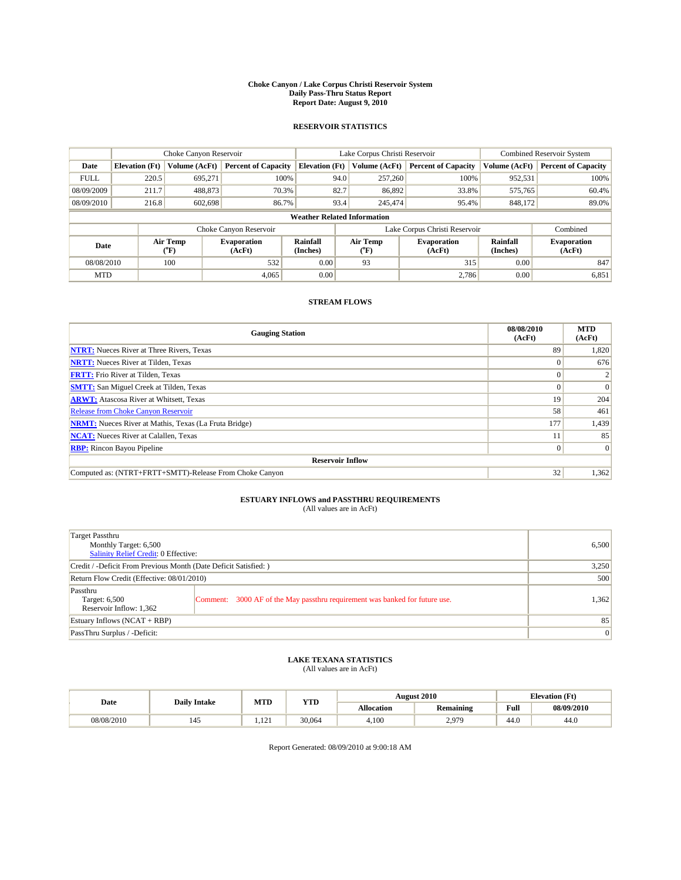**Choke Canyon / Lake Corpus Christi Reservoir System**
**Daily Pass-Thru Status Report**
**Report Date: August 9, 2010**

## RESERVOIR STATISTICS

| | Choke Canyon Reservoir | | | Lake Corpus Christi Reservoir | | | Combined Reservoir System | |
|---|---|---|---|---|---|---|---|---|
| Date | Elevation (Ft) | Volume (AcFt) | Percent of Capacity | Elevation (Ft) | Volume (AcFt) | Percent of Capacity | Volume (AcFt) | Percent of Capacity |
| FULL | 220.5 | 695,271 | 100% | 94.0 | 257,260 | 100% | 952,531 | 100% |
| 08/09/2009 | 211.7 | 488,873 | 70.3% | 82.7 | 86,892 | 33.8% | 575,765 | 60.4% |
| 08/09/2010 | 216.8 | 602,698 | 86.7% | 93.4 | 245,474 | 95.4% | 848,172 | 89.0% |

**Weather Related Information**

| | Choke Canyon Reservoir | | | Lake Corpus Christi Reservoir | | | Combined |
|---|---|---|---|---|---|---|---|
| Date | Air Temp (°F) | Evaporation (AcFt) | Rainfall (Inches) | Air Temp (°F) | Evaporation (AcFt) | Rainfall (Inches) | Evaporation (AcFt) |
| 08/08/2010 | 100 | 532 | 0.00 | 93 | 315 | 0.00 | 847 |
| MTD | | 4,065 | 0.00 | | 2,786 | 0.00 | 6,851 |

## STREAM FLOWS

| Gauging Station | 08/08/2010 (AcFt) | MTD (AcFt) |
|---|---|---|
| NTRT: Nueces River at Three Rivers, Texas | 89 | 1,820 |
| NRTT: Nueces River at Tilden, Texas | 0 | 676 |
| FRTT: Frio River at Tilden, Texas | 0 | 2 |
| SMTT: San Miguel Creek at Tilden, Texas | 0 | 0 |
| ARWT: Atascosa River at Whitsett, Texas | 19 | 204 |
| Release from Choke Canyon Reservoir | 58 | 461 |
| NRMT: Nueces River at Mathis, Texas (La Fruta Bridge) | 177 | 1,439 |
| NCAT: Nueces River at Calallen, Texas | 11 | 85 |
| RBP: Rincon Bayou Pipeline | 0 | 0 |
| **Reservoir Inflow** | | |
| Computed as: (NTRT+FRTT+SMTT)-Release From Choke Canyon | 32 | 1,362 |

## ESTUARY INFLOWS and PASSTHRU REQUIREMENTS
(All values are in AcFt)

| | | |
|---|---|---|
| Target Passthru<br>Monthly Target: 6,500<br>Salinity Relief Credit: 0 Effective: | | 6,500 |
| Credit / -Deficit From Previous Month (Date Deficit Satisfied: ) | | 3,250 |
| Return Flow Credit (Effective: 08/01/2010) | | 500 |
| Passthru<br>Target: 6,500<br>Reservoir Inflow: 1,362 | Comment: 3000 AF of the May passthru requirement was banked for future use. | 1,362 |
| Estuary Inflows (NCAT + RBP) | | 85 |
| PassThru Surplus / -Deficit: | | 0 |

## LAKE TEXANA STATISTICS
(All values are in AcFt)

| Date | Daily Intake | MTD | YTD | August 2010 | | Elevation (Ft) | |
|---|---|---|---|---|---|---|---|
| | | | | Allocation | Remaining | Full | 08/09/2010 |
| 08/08/2010 | 145 | 1,121 | 30,064 | 4,100 | 2,979 | 44.0 | 44.0 |

Report Generated: 08/09/2010 at 9:00:18 AM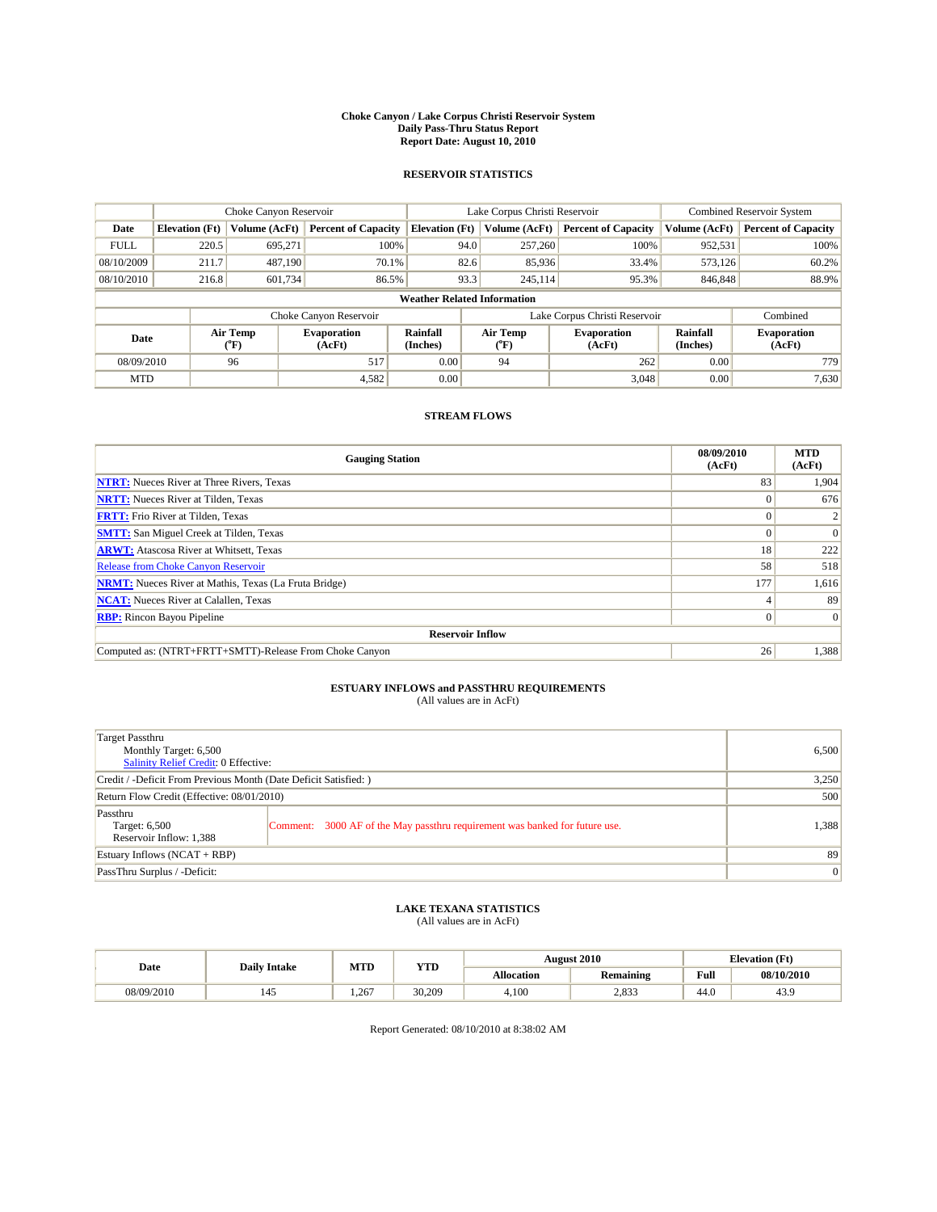**Choke Canyon / Lake Corpus Christi Reservoir System**
**Daily Pass-Thru Status Report**
**Report Date: August 10, 2010**

## RESERVOIR STATISTICS

| | Choke Canyon Reservoir | | | Lake Corpus Christi Reservoir | | | Combined Reservoir System | |
|---|---|---|---|---|---|---|---|---|
| Date | Elevation (Ft) | Volume (AcFt) | Percent of Capacity | Elevation (Ft) | Volume (AcFt) | Percent of Capacity | Volume (AcFt) | Percent of Capacity |
| FULL | 220.5 | 695,271 | 100% | 94.0 | 257,260 | 100% | 952,531 | 100% |
| 08/10/2009 | 211.7 | 487,190 | 70.1% | 82.6 | 85,936 | 33.4% | 573,126 | 60.2% |
| 08/10/2010 | 216.8 | 601,734 | 86.5% | 93.3 | 245,114 | 95.3% | 846,848 | 88.9% |

**Weather Related Information**

| | Choke Canyon Reservoir | | | Lake Corpus Christi Reservoir | | | Combined |
|---|---|---|---|---|---|---|---|
| Date | Air Temp (°F) | Evaporation (AcFt) | Rainfall (Inches) | Air Temp (°F) | Evaporation (AcFt) | Rainfall (Inches) | Evaporation (AcFt) |
| 08/09/2010 | 96 | 517 | 0.00 | 94 | 262 | 0.00 | 779 |
| MTD | | 4,582 | 0.00 | | 3,048 | 0.00 | 7,630 |

## STREAM FLOWS

| Gauging Station | 08/09/2010 (AcFt) | MTD (AcFt) |
|---|---|---|
| NTRT: Nueces River at Three Rivers, Texas | 83 | 1,904 |
| NRTT: Nueces River at Tilden, Texas | 0 | 676 |
| FRTT: Frio River at Tilden, Texas | 0 | 2 |
| SMTT: San Miguel Creek at Tilden, Texas | 0 | 0 |
| ARWT: Atascosa River at Whitsett, Texas | 18 | 222 |
| Release from Choke Canyon Reservoir | 58 | 518 |
| NRMT: Nueces River at Mathis, Texas (La Fruta Bridge) | 177 | 1,616 |
| NCAT: Nueces River at Calallen, Texas | 4 | 89 |
| RBP: Rincon Bayou Pipeline | 0 | 0 |
| **Reservoir Inflow** | | |
| Computed as: (NTRT+FRTT+SMTT)-Release From Choke Canyon | 26 | 1,388 |

## ESTUARY INFLOWS and PASSTHRU REQUIREMENTS
(All values are in AcFt)

| | | |
|---|---|---|
| Target Passthru<br>Monthly Target: 6,500<br>Salinity Relief Credit: 0 Effective: | | 6,500 |
| Credit / -Deficit From Previous Month (Date Deficit Satisfied: ) | | 3,250 |
| Return Flow Credit (Effective: 08/01/2010) | | 500 |
| Passthru<br>Target: 6,500<br>Reservoir Inflow: 1,388 | Comment: 3000 AF of the May passthru requirement was banked for future use. | 1,388 |
| Estuary Inflows (NCAT + RBP) | | 89 |
| PassThru Surplus / -Deficit: | | 0 |

## LAKE TEXANA STATISTICS
(All values are in AcFt)

| Date | Daily Intake | MTD | YTD | August 2010 | | Elevation (Ft) | |
|---|---|---|---|---|---|---|---|
| | | | | Allocation | Remaining | Full | 08/10/2010 |
| 08/09/2010 | 145 | 1,267 | 30,209 | 4,100 | 2,833 | 44.0 | 43.9 |

Report Generated: 08/10/2010 at 8:38:02 AM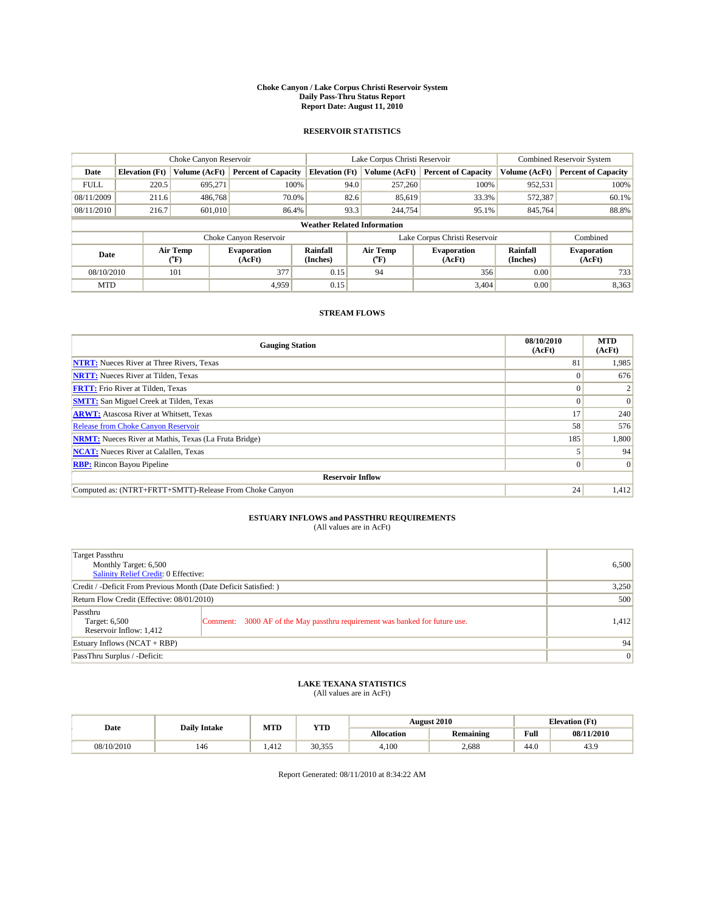**Choke Canyon / Lake Corpus Christi Reservoir System**
**Daily Pass-Thru Status Report**
**Report Date: August 11, 2010**

## RESERVOIR STATISTICS

| | Choke Canyon Reservoir | | | Lake Corpus Christi Reservoir | | | Combined Reservoir System | |
|---|---|---|---|---|---|---|---|---|
| Date | Elevation (Ft) | Volume (AcFt) | Percent of Capacity | Elevation (Ft) | Volume (AcFt) | Percent of Capacity | Volume (AcFt) | Percent of Capacity |
| FULL | 220.5 | 695,271 | 100% | 94.0 | 257,260 | 100% | 952,531 | 100% |
| 08/11/2009 | 211.6 | 486,768 | 70.0% | 82.6 | 85,619 | 33.3% | 572,387 | 60.1% |
| 08/11/2010 | 216.7 | 601,010 | 86.4% | 93.3 | 244,754 | 95.1% | 845,764 | 88.8% |

**Weather Related Information**

| | Choke Canyon Reservoir | | | Lake Corpus Christi Reservoir | | | Combined |
|---|---|---|---|---|---|---|---|
| Date | Air Temp (°F) | Evaporation (AcFt) | Rainfall (Inches) | Air Temp (°F) | Evaporation (AcFt) | Rainfall (Inches) | Evaporation (AcFt) |
| 08/10/2010 | 101 | 377 | 0.15 | 94 | 356 | 0.00 | 733 |
| MTD | | 4,959 | 0.15 | | 3,404 | 0.00 | 8,363 |

## STREAM FLOWS

| Gauging Station | 08/10/2010 (AcFt) | MTD (AcFt) |
|---|---|---|
| NTRT: Nueces River at Three Rivers, Texas | 81 | 1,985 |
| NRTT: Nueces River at Tilden, Texas | 0 | 676 |
| FRTT: Frio River at Tilden, Texas | 0 | 2 |
| SMTT: San Miguel Creek at Tilden, Texas | 0 | 0 |
| ARWT: Atascosa River at Whitsett, Texas | 17 | 240 |
| Release from Choke Canyon Reservoir | 58 | 576 |
| NRMT: Nueces River at Mathis, Texas (La Fruta Bridge) | 185 | 1,800 |
| NCAT: Nueces River at Calallen, Texas | 5 | 94 |
| RBP: Rincon Bayou Pipeline | 0 | 0 |
| **Reservoir Inflow** | | |
| Computed as: (NTRT+FRTT+SMTT)-Release From Choke Canyon | 24 | 1,412 |

## ESTUARY INFLOWS and PASSTHRU REQUIREMENTS

(All values are in AcFt)

| | | |
|---|---|---|
| Target Passthru<br>Monthly Target: 6,500<br>Salinity Relief Credit: 0 Effective: | | 6,500 |
| Credit / -Deficit From Previous Month (Date Deficit Satisfied: ) | | 3,250 |
| Return Flow Credit (Effective: 08/01/2010) | | 500 |
| Passthru<br>Target: 6,500<br>Reservoir Inflow: 1,412 | Comment: 3000 AF of the May passthru requirement was banked for future use. | 1,412 |
| Estuary Inflows (NCAT + RBP) | | 94 |
| PassThru Surplus / -Deficit: | | 0 |

## LAKE TEXANA STATISTICS

(All values are in AcFt)

| Date | Daily Intake | MTD | YTD | August 2010 | | Elevation (Ft) | |
|---|---|---|---|---|---|---|---|
| | | | | Allocation | Remaining | Full | 08/11/2010 |
| 08/10/2010 | 146 | 1,412 | 30,355 | 4,100 | 2,688 | 44.0 | 43.9 |

Report Generated: 08/11/2010 at 8:34:22 AM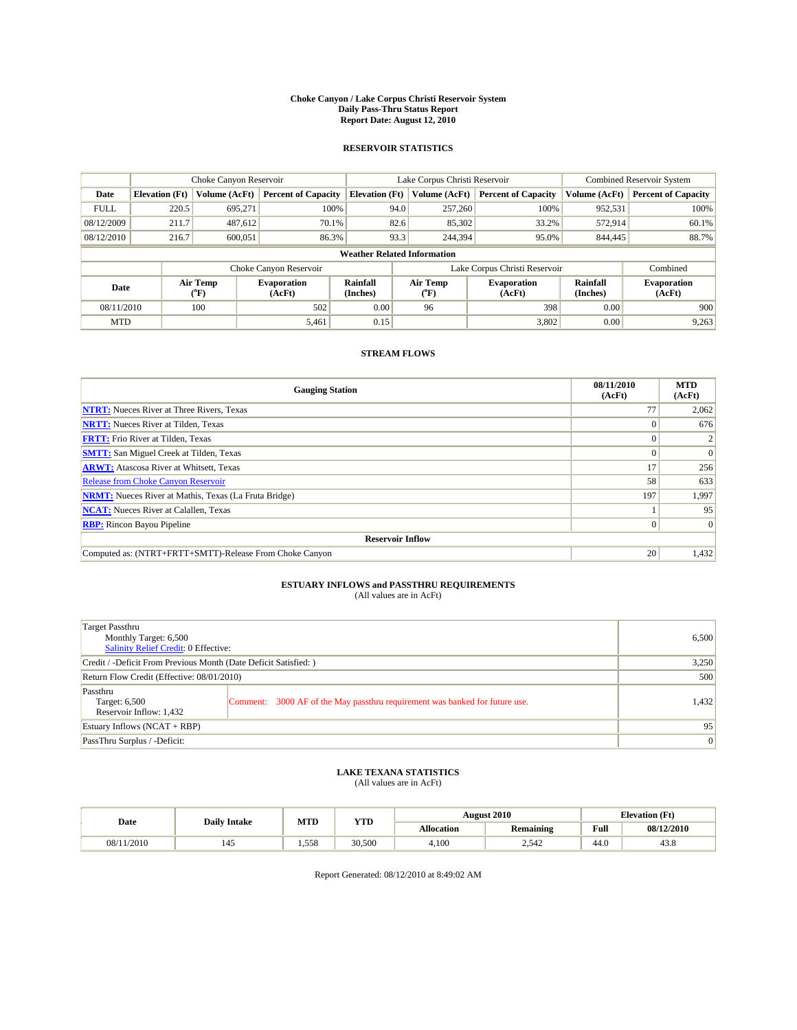# Choke Canyon / Lake Corpus Christi Reservoir System
## Daily Pass-Thru Status Report
## Report Date: August 12, 2010

### RESERVOIR STATISTICS

| | Choke Canyon Reservoir | | | Lake Corpus Christi Reservoir | | | Combined Reservoir System | |
|---|---|---|---|---|---|---|---|---|
| Date | Elevation (Ft) | Volume (AcFt) | Percent of Capacity | Elevation (Ft) | Volume (AcFt) | Percent of Capacity | Volume (AcFt) | Percent of Capacity |
| FULL | 220.5 | 695,271 | 100% | 94.0 | 257,260 | 100% | 952,531 | 100% |
| 08/12/2009 | 211.7 | 487,612 | 70.1% | 82.6 | 85,302 | 33.2% | 572,914 | 60.1% |
| 08/12/2010 | 216.7 | 600,051 | 86.3% | 93.3 | 244,394 | 95.0% | 844,445 | 88.7% |

**Weather Related Information**

| | Choke Canyon Reservoir | | | Lake Corpus Christi Reservoir | | | Combined |
|---|---|---|---|---|---|---|---|
| Date | Air Temp (°F) | Evaporation (AcFt) | Rainfall (Inches) | Air Temp (°F) | Evaporation (AcFt) | Rainfall (Inches) | Evaporation (AcFt) |
| 08/11/2010 | 100 | 502 | 0.00 | 96 | 398 | 0.00 | 900 |
| MTD | | 5,461 | 0.15 | | 3,802 | 0.00 | 9,263 |

### STREAM FLOWS

| Gauging Station | 08/11/2010 (AcFt) | MTD (AcFt) |
|---|---|---|
| NTRT: Nueces River at Three Rivers, Texas | 77 | 2,062 |
| NRTT: Nueces River at Tilden, Texas | 0 | 676 |
| FRTT: Frio River at Tilden, Texas | 0 | 2 |
| SMTT: San Miguel Creek at Tilden, Texas | 0 | 0 |
| ARWT: Atascosa River at Whitsett, Texas | 17 | 256 |
| Release from Choke Canyon Reservoir | 58 | 633 |
| NRMT: Nueces River at Mathis, Texas (La Fruta Bridge) | 197 | 1,997 |
| NCAT: Nueces River at Calallen, Texas | 1 | 95 |
| RBP: Rincon Bayou Pipeline | 0 | 0 |
| **Reservoir Inflow** | | |
| Computed as: (NTRT+FRTT+SMTT)-Release From Choke Canyon | 20 | 1,432 |

### ESTUARY INFLOWS and PASSTHRU REQUIREMENTS
(All values are in AcFt)

| | |
|---|---|
| Target Passthru<br>Monthly Target: 6,500<br>Salinity Relief Credit: 0 Effective: | 6,500 |
| Credit / -Deficit From Previous Month (Date Deficit Satisfied: ) | 3,250 |
| Return Flow Credit (Effective: 08/01/2010) | 500 |
| Passthru<br>Target: 6,500<br>Reservoir Inflow: 1,432<br>Comment: 3000 AF of the May passthru requirement was banked for future use. | 1,432 |
| Estuary Inflows (NCAT + RBP) | 95 |
| PassThru Surplus / -Deficit: | 0 |

### LAKE TEXANA STATISTICS
(All values are in AcFt)

| Date | Daily Intake | MTD | YTD | August 2010 | | Elevation (Ft) | |
|---|---|---|---|---|---|---|---|
| | | | | Allocation | Remaining | Full | 08/12/2010 |
| 08/11/2010 | 145 | 1,558 | 30,500 | 4,100 | 2,542 | 44.0 | 43.8 |

Report Generated: 08/12/2010 at 8:49:02 AM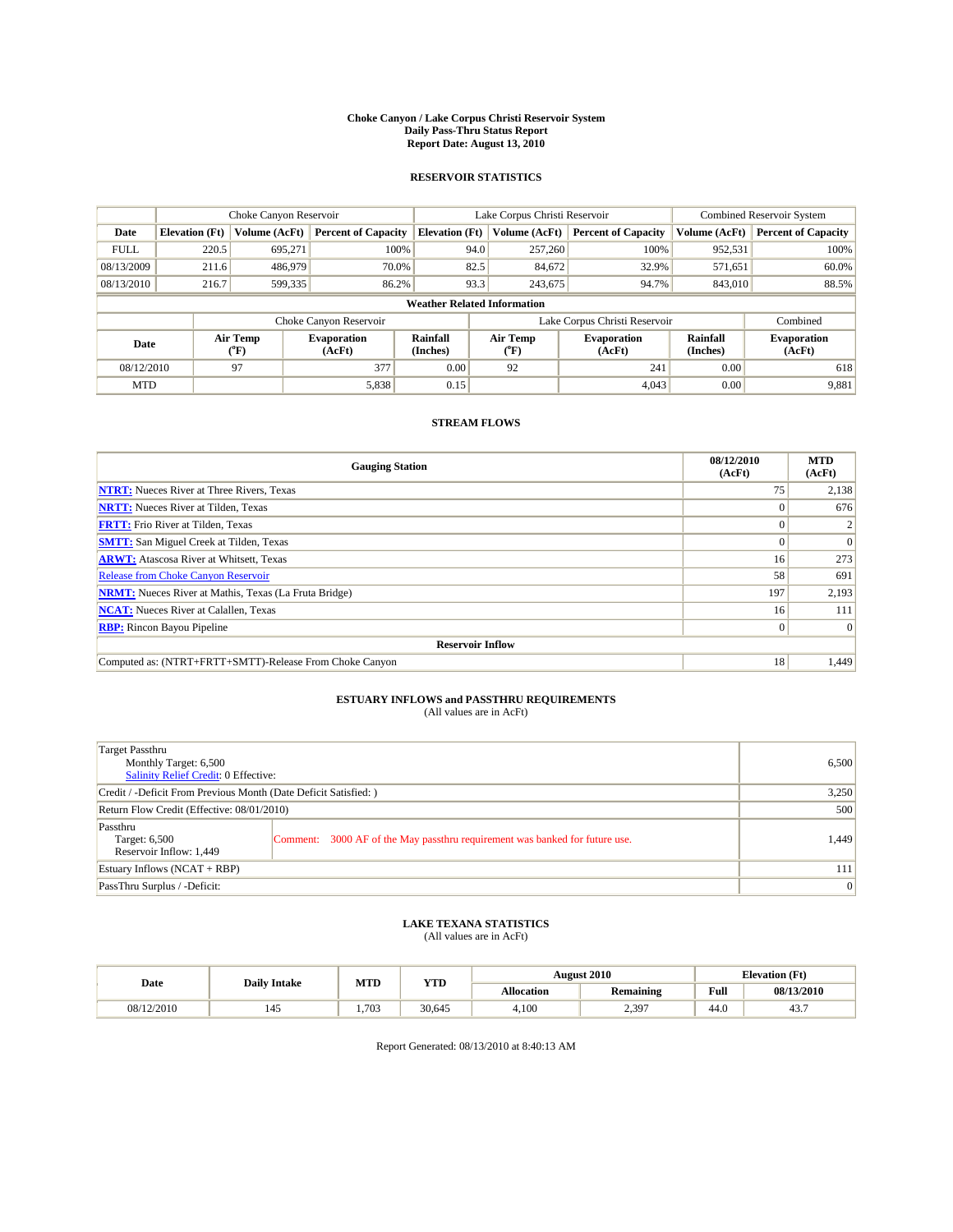**Choke Canyon / Lake Corpus Christi Reservoir System**
**Daily Pass-Thru Status Report**
**Report Date: August 13, 2010**

## RESERVOIR STATISTICS

| | Choke Canyon Reservoir | | | Lake Corpus Christi Reservoir | | | Combined Reservoir System | |
|---|---|---|---|---|---|---|---|---|
| Date | Elevation (Ft) | Volume (AcFt) | Percent of Capacity | Elevation (Ft) | Volume (AcFt) | Percent of Capacity | Volume (AcFt) | Percent of Capacity |
| FULL | 220.5 | 695,271 | 100% | 94.0 | 257,260 | 100% | 952,531 | 100% |
| 08/13/2009 | 211.6 | 486,979 | 70.0% | 82.5 | 84,672 | 32.9% | 571,651 | 60.0% |
| 08/13/2010 | 216.7 | 599,335 | 86.2% | 93.3 | 243,675 | 94.7% | 843,010 | 88.5% |

**Weather Related Information**

| | Choke Canyon Reservoir | | | Lake Corpus Christi Reservoir | | | Combined |
|---|---|---|---|---|---|---|---|
| Date | Air Temp (°F) | Evaporation (AcFt) | Rainfall (Inches) | Air Temp (°F) | Evaporation (AcFt) | Rainfall (Inches) | Evaporation (AcFt) |
| 08/12/2010 | 97 | 377 | 0.00 | 92 | 241 | 0.00 | 618 |
| MTD | | 5,838 | 0.15 | | 4,043 | 0.00 | 9,881 |

## STREAM FLOWS

| Gauging Station | 08/12/2010 (AcFt) | MTD (AcFt) |
|---|---|---|
| **NTRT:** Nueces River at Three Rivers, Texas | 75 | 2,138 |
| **NRTT:** Nueces River at Tilden, Texas | 0 | 676 |
| **FRTT:** Frio River at Tilden, Texas | 0 | 2 |
| **SMTT:** San Miguel Creek at Tilden, Texas | 0 | 0 |
| **ARWT:** Atascosa River at Whitsett, Texas | 16 | 273 |
| Release from Choke Canyon Reservoir | 58 | 691 |
| **NRMT:** Nueces River at Mathis, Texas (La Fruta Bridge) | 197 | 2,193 |
| **NCAT:** Nueces River at Calallen, Texas | 16 | 111 |
| **RBP:** Rincon Bayou Pipeline | 0 | 0 |
| **Reservoir Inflow** | | |
| Computed as: (NTRT+FRTT+SMTT)-Release From Choke Canyon | 18 | 1,449 |

## ESTUARY INFLOWS and PASSTHRU REQUIREMENTS
(All values are in AcFt)

| | | |
|---|---|---|
| Target Passthru<br>Monthly Target: 6,500<br>Salinity Relief Credit: 0 Effective: | | 6,500 |
| Credit / -Deficit From Previous Month (Date Deficit Satisfied: ) | | 3,250 |
| Return Flow Credit (Effective: 08/01/2010) | | 500 |
| Passthru<br>Target: 6,500<br>Reservoir Inflow: 1,449 | Comment: 3000 AF of the May passthru requirement was banked for future use. | 1,449 |
| Estuary Inflows (NCAT + RBP) | | 111 |
| PassThru Surplus / -Deficit: | | 0 |

## LAKE TEXANA STATISTICS
(All values are in AcFt)

| Date | Daily Intake | MTD | YTD | August 2010 | | Elevation (Ft) | |
|---|---|---|---|---|---|---|---|
| | | | | Allocation | Remaining | Full | 08/13/2010 |
| 08/12/2010 | 145 | 1,703 | 30,645 | 4,100 | 2,397 | 44.0 | 43.7 |

Report Generated: 08/13/2010 at 8:40:13 AM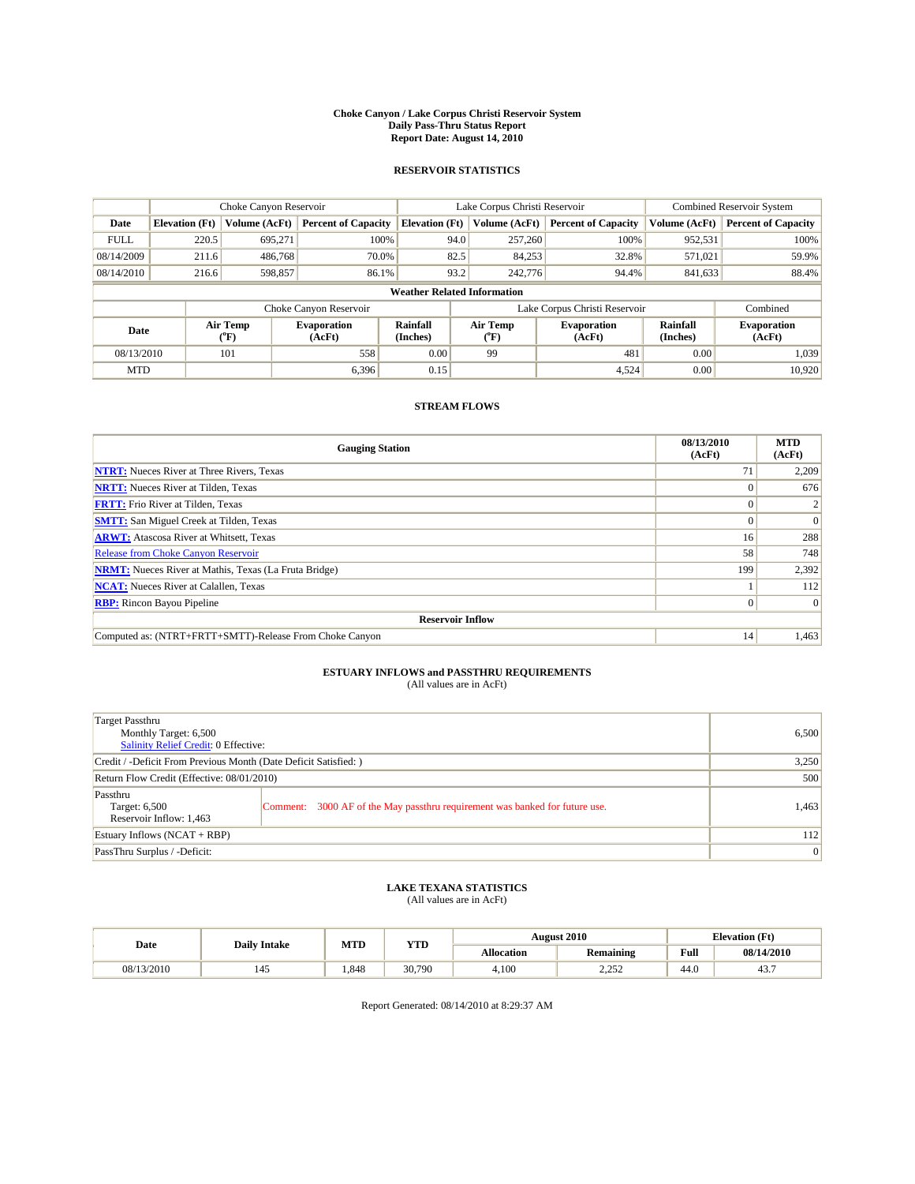# Choke Canyon / Lake Corpus Christi Reservoir System
## Daily Pass-Thru Status Report
### Report Date: August 14, 2010

## RESERVOIR STATISTICS

| | Choke Canyon Reservoir | | | Lake Corpus Christi Reservoir | | | Combined Reservoir System | |
|---|---|---|---|---|---|---|---|---|
| Date | Elevation (Ft) | Volume (AcFt) | Percent of Capacity | Elevation (Ft) | Volume (AcFt) | Percent of Capacity | Volume (AcFt) | Percent of Capacity |
| FULL | 220.5 | 695,271 | 100% | 94.0 | 257,260 | 100% | 952,531 | 100% |
| 08/14/2009 | 211.6 | 486,768 | 70.0% | 82.5 | 84,253 | 32.8% | 571,021 | 59.9% |
| 08/14/2010 | 216.6 | 598,857 | 86.1% | 93.2 | 242,776 | 94.4% | 841,633 | 88.4% |

**Weather Related Information**

| | Choke Canyon Reservoir | | | Lake Corpus Christi Reservoir | | | Combined |
|---|---|---|---|---|---|---|---|
| Date | Air Temp (°F) | Evaporation (AcFt) | Rainfall (Inches) | Air Temp (°F) | Evaporation (AcFt) | Rainfall (Inches) | Evaporation (AcFt) |
| 08/13/2010 | 101 | 558 | 0.00 | 99 | 481 | 0.00 | 1,039 |
| MTD | | 6,396 | 0.15 | | 4,524 | 0.00 | 10,920 |

## STREAM FLOWS

| Gauging Station | 08/13/2010 (AcFt) | MTD (AcFt) |
|---|---|---|
| NTRT: Nueces River at Three Rivers, Texas | 71 | 2,209 |
| NRTT: Nueces River at Tilden, Texas | 0 | 676 |
| FRTT: Frio River at Tilden, Texas | 0 | 2 |
| SMTT: San Miguel Creek at Tilden, Texas | 0 | 0 |
| ARWT: Atascosa River at Whitsett, Texas | 16 | 288 |
| Release from Choke Canyon Reservoir | 58 | 748 |
| NRMT: Nueces River at Mathis, Texas (La Fruta Bridge) | 199 | 2,392 |
| NCAT: Nueces River at Calallen, Texas | 1 | 112 |
| RBP: Rincon Bayou Pipeline | 0 | 0 |
| **Reservoir Inflow** | | |
| Computed as: (NTRT+FRTT+SMTT)-Release From Choke Canyon | 14 | 1,463 |

## ESTUARY INFLOWS and PASSTHRU REQUIREMENTS
(All values are in AcFt)

| | | |
|---|---|---|
| Target Passthru<br>Monthly Target: 6,500<br>Salinity Relief Credit: 0 Effective: | | 6,500 |
| Credit / -Deficit From Previous Month (Date Deficit Satisfied: ) | | 3,250 |
| Return Flow Credit (Effective: 08/01/2010) | | 500 |
| Passthru<br>Target: 6,500<br>Reservoir Inflow: 1,463 | Comment: 3000 AF of the May passthru requirement was banked for future use. | 1,463 |
| Estuary Inflows (NCAT + RBP) | | 112 |
| PassThru Surplus / -Deficit: | | 0 |

## LAKE TEXANA STATISTICS
(All values are in AcFt)

| Date | Daily Intake | MTD | YTD | August 2010 | | Elevation (Ft) | |
|---|---|---|---|---|---|---|---|
| | | | | Allocation | Remaining | Full | 08/14/2010 |
| 08/13/2010 | 145 | 1,848 | 30,790 | 4,100 | 2,252 | 44.0 | 43.7 |

Report Generated: 08/14/2010 at 8:29:37 AM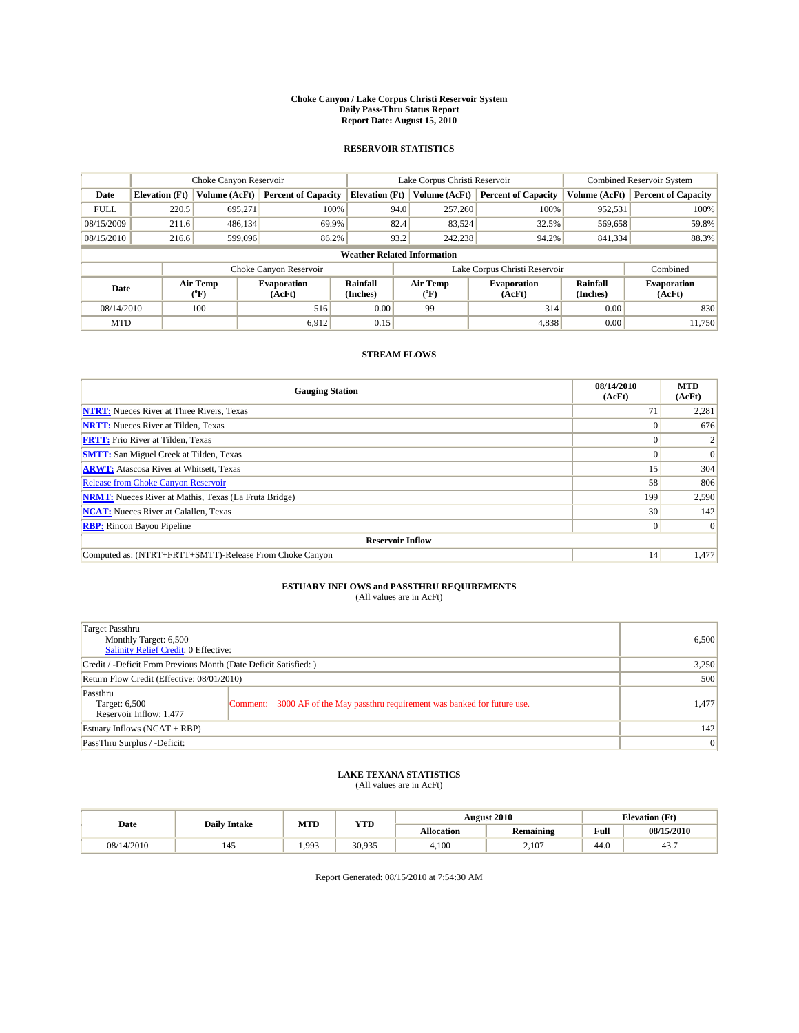# Choke Canyon / Lake Corpus Christi Reservoir System
## Daily Pass-Thru Status Report
### Report Date: August 15, 2010

## RESERVOIR STATISTICS

| | Choke Canyon Reservoir | | | Lake Corpus Christi Reservoir | | | Combined Reservoir System | |
|---|---|---|---|---|---|---|---|---|
| Date | Elevation (Ft) | Volume (AcFt) | Percent of Capacity | Elevation (Ft) | Volume (AcFt) | Percent of Capacity | Volume (AcFt) | Percent of Capacity |
| FULL | 220.5 | 695,271 | 100% | 94.0 | 257,260 | 100% | 952,531 | 100% |
| 08/15/2009 | 211.6 | 486,134 | 69.9% | 82.4 | 83,524 | 32.5% | 569,658 | 59.8% |
| 08/15/2010 | 216.6 | 599,096 | 86.2% | 93.2 | 242,238 | 94.2% | 841,334 | 88.3% |

**Weather Related Information**

| | Choke Canyon Reservoir | | | Lake Corpus Christi Reservoir | | | Combined |
|---|---|---|---|---|---|---|---|
| Date | Air Temp (°F) | Evaporation (AcFt) | Rainfall (Inches) | Air Temp (°F) | Evaporation (AcFt) | Rainfall (Inches) | Evaporation (AcFt) |
| 08/14/2010 | 100 | 516 | 0.00 | 99 | 314 | 0.00 | 830 |
| MTD | | 6,912 | 0.15 | | 4,838 | 0.00 | 11,750 |

## STREAM FLOWS

| Gauging Station | 08/14/2010 (AcFt) | MTD (AcFt) |
|---|---|---|
| **NTRT:** Nueces River at Three Rivers, Texas | 71 | 2,281 |
| **NRTT:** Nueces River at Tilden, Texas | 0 | 676 |
| **FRTT:** Frio River at Tilden, Texas | 0 | 2 |
| **SMTT:** San Miguel Creek at Tilden, Texas | 0 | 0 |
| **ARWT:** Atascosa River at Whitsett, Texas | 15 | 304 |
| Release from Choke Canyon Reservoir | 58 | 806 |
| **NRMT:** Nueces River at Mathis, Texas (La Fruta Bridge) | 199 | 2,590 |
| **NCAT:** Nueces River at Calallen, Texas | 30 | 142 |
| **RBP:** Rincon Bayou Pipeline | 0 | 0 |
| **Reservoir Inflow** | | |
| Computed as: (NTRT+FRTT+SMTT)-Release From Choke Canyon | 14 | 1,477 |

## ESTUARY INFLOWS and PASSTHRU REQUIREMENTS
(All values are in AcFt)

| | | |
|---|---|---|
| Target Passthru<br>Monthly Target: 6,500<br>Salinity Relief Credit: 0 Effective: | | 6,500 |
| Credit / -Deficit From Previous Month (Date Deficit Satisfied: ) | | 3,250 |
| Return Flow Credit (Effective: 08/01/2010) | | 500 |
| Passthru<br>Target: 6,500<br>Reservoir Inflow: 1,477 | Comment: 3000 AF of the May passthru requirement was banked for future use. | 1,477 |
| Estuary Inflows (NCAT + RBP) | | 142 |
| PassThru Surplus / -Deficit: | | 0 |

## LAKE TEXANA STATISTICS
(All values are in AcFt)

| Date | Daily Intake | MTD | YTD | August 2010 | | Elevation (Ft) | |
|---|---|---|---|---|---|---|---|
| | | | | Allocation | Remaining | Full | 08/15/2010 |
| 08/14/2010 | 145 | 1,993 | 30,935 | 4,100 | 2,107 | 44.0 | 43.7 |

Report Generated: 08/15/2010 at 7:54:30 AM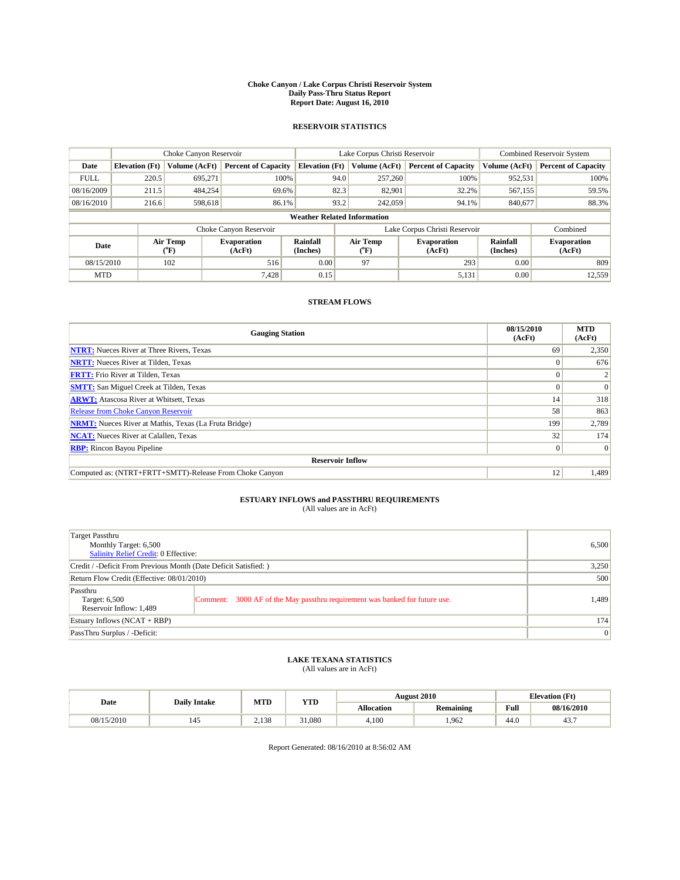**Choke Canyon / Lake Corpus Christi Reservoir System**
**Daily Pass-Thru Status Report**
**Report Date: August 16, 2010**

## RESERVOIR STATISTICS

| | Choke Canyon Reservoir | | | Lake Corpus Christi Reservoir | | | Combined Reservoir System | |
|---|---|---|---|---|---|---|---|---|
| Date | Elevation (Ft) | Volume (AcFt) | Percent of Capacity | Elevation (Ft) | Volume (AcFt) | Percent of Capacity | Volume (AcFt) | Percent of Capacity |
| FULL | 220.5 | 695,271 | 100% | 94.0 | 257,260 | 100% | 952,531 | 100% |
| 08/16/2009 | 211.5 | 484,254 | 69.6% | 82.3 | 82,901 | 32.2% | 567,155 | 59.5% |
| 08/16/2010 | 216.6 | 598,618 | 86.1% | 93.2 | 242,059 | 94.1% | 840,677 | 88.3% |

**Weather Related Information**

| | Choke Canyon Reservoir | | | Lake Corpus Christi Reservoir | | | Combined |
|---|---|---|---|---|---|---|---|
| Date | Air Temp (°F) | Evaporation (AcFt) | Rainfall (Inches) | Air Temp (°F) | Evaporation (AcFt) | Rainfall (Inches) | Evaporation (AcFt) |
| 08/15/2010 | 102 | 516 | 0.00 | 97 | 293 | 0.00 | 809 |
| MTD | | 7,428 | 0.15 | | 5,131 | 0.00 | 12,559 |

## STREAM FLOWS

| Gauging Station | 08/15/2010 (AcFt) | MTD (AcFt) |
|---|---|---|
| NTRT: Nueces River at Three Rivers, Texas | 69 | 2,350 |
| NRTT: Nueces River at Tilden, Texas | 0 | 676 |
| FRTT: Frio River at Tilden, Texas | 0 | 2 |
| SMTT: San Miguel Creek at Tilden, Texas | 0 | 0 |
| ARWT: Atascosa River at Whitsett, Texas | 14 | 318 |
| Release from Choke Canyon Reservoir | 58 | 863 |
| NRMT: Nueces River at Mathis, Texas (La Fruta Bridge) | 199 | 2,789 |
| NCAT: Nueces River at Calallen, Texas | 32 | 174 |
| RBP: Rincon Bayou Pipeline | 0 | 0 |
| **Reservoir Inflow** | | |
| Computed as: (NTRT+FRTT+SMTT)-Release From Choke Canyon | 12 | 1,489 |

## ESTUARY INFLOWS and PASSTHRU REQUIREMENTS
(All values are in AcFt)

| | |
|---|---|
| Target Passthru<br>Monthly Target: 6,500<br>Salinity Relief Credit: 0 Effective: | 6,500 |
| Credit / -Deficit From Previous Month (Date Deficit Satisfied: ) | 3,250 |
| Return Flow Credit (Effective: 08/01/2010) | 500 |
| Passthru<br>Target: 6,500<br>Reservoir Inflow: 1,489<br>Comment: 3000 AF of the May passthru requirement was banked for future use. | 1,489 |
| Estuary Inflows (NCAT + RBP) | 174 |
| PassThru Surplus / -Deficit: | 0 |

## LAKE TEXANA STATISTICS
(All values are in AcFt)

| Date | Daily Intake | MTD | YTD | August 2010 | | Elevation (Ft) | |
|---|---|---|---|---|---|---|---|
| | | | | Allocation | Remaining | Full | 08/16/2010 |
| 08/15/2010 | 145 | 2,138 | 31,080 | 4,100 | 1,962 | 44.0 | 43.7 |

Report Generated: 08/16/2010 at 8:56:02 AM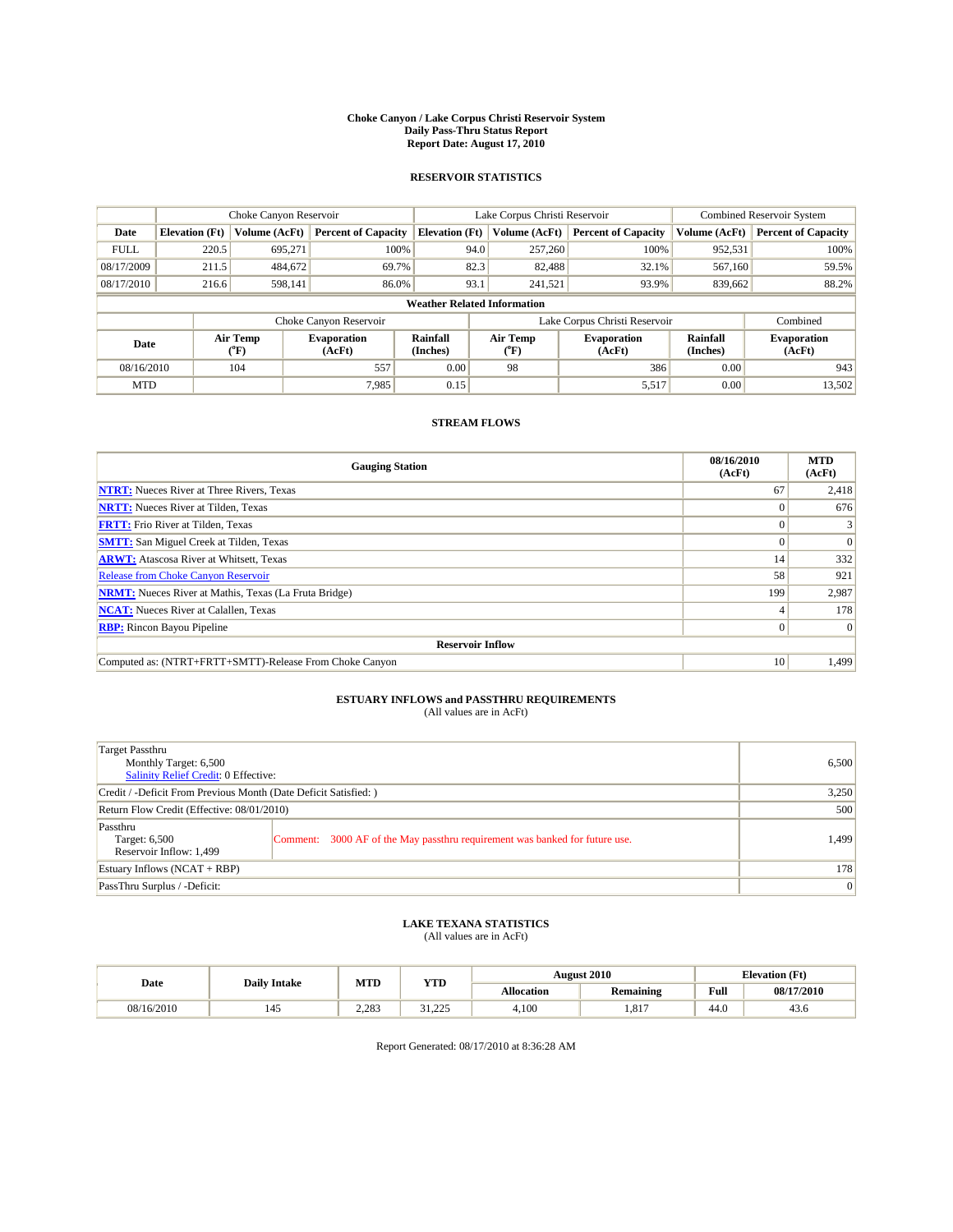# Choke Canyon / Lake Corpus Christi Reservoir System
## Daily Pass-Thru Status Report
### Report Date: August 17, 2010

## RESERVOIR STATISTICS

| | Choke Canyon Reservoir | | | Lake Corpus Christi Reservoir | | | Combined Reservoir System | |
|---|---|---|---|---|---|---|---|---|
| Date | Elevation (Ft) | Volume (AcFt) | Percent of Capacity | Elevation (Ft) | Volume (AcFt) | Percent of Capacity | Volume (AcFt) | Percent of Capacity |
| FULL | 220.5 | 695,271 | 100% | 94.0 | 257,260 | 100% | 952,531 | 100% |
| 08/17/2009 | 211.5 | 484,672 | 69.7% | 82.3 | 82,488 | 32.1% | 567,160 | 59.5% |
| 08/17/2010 | 216.6 | 598,141 | 86.0% | 93.1 | 241,521 | 93.9% | 839,662 | 88.2% |

**Weather Related Information**

| | Choke Canyon Reservoir | | | Lake Corpus Christi Reservoir | | | Combined |
|---|---|---|---|---|---|---|---|
| Date | Air Temp (°F) | Evaporation (AcFt) | Rainfall (Inches) | Air Temp (°F) | Evaporation (AcFt) | Rainfall (Inches) | Evaporation (AcFt) |
| 08/16/2010 | 104 | 557 | 0.00 | 98 | 386 | 0.00 | 943 |
| MTD | | 7,985 | 0.15 | | 5,517 | 0.00 | 13,502 |

## STREAM FLOWS

| Gauging Station | 08/16/2010 (AcFt) | MTD (AcFt) |
|---|---|---|
| NTRT: Nueces River at Three Rivers, Texas | 67 | 2,418 |
| NRTT: Nueces River at Tilden, Texas | 0 | 676 |
| FRTT: Frio River at Tilden, Texas | 0 | 3 |
| SMTT: San Miguel Creek at Tilden, Texas | 0 | 0 |
| ARWT: Atascosa River at Whitsett, Texas | 14 | 332 |
| Release from Choke Canyon Reservoir | 58 | 921 |
| NRMT: Nueces River at Mathis, Texas (La Fruta Bridge) | 199 | 2,987 |
| NCAT: Nueces River at Calallen, Texas | 4 | 178 |
| RBP: Rincon Bayou Pipeline | 0 | 0 |
| **Reservoir Inflow** | | |
| Computed as: (NTRT+FRTT+SMTT)-Release From Choke Canyon | 10 | 1,499 |

## ESTUARY INFLOWS and PASSTHRU REQUIREMENTS
(All values are in AcFt)

| | | |
|---|---|---|
| Target Passthru<br>Monthly Target: 6,500<br>Salinity Relief Credit: 0 Effective: | | 6,500 |
| Credit / -Deficit From Previous Month (Date Deficit Satisfied: ) | | 3,250 |
| Return Flow Credit (Effective: 08/01/2010) | | 500 |
| Passthru<br>Target: 6,500<br>Reservoir Inflow: 1,499 | Comment: 3000 AF of the May passthru requirement was banked for future use. | 1,499 |
| Estuary Inflows (NCAT + RBP) | | 178 |
| PassThru Surplus / -Deficit: | | 0 |

## LAKE TEXANA STATISTICS
(All values are in AcFt)

| Date | Daily Intake | MTD | YTD | August 2010 | | Elevation (Ft) | |
|---|---|---|---|---|---|---|---|
| | | | | Allocation | Remaining | Full | 08/17/2010 |
| 08/16/2010 | 145 | 2,283 | 31,225 | 4,100 | 1,817 | 44.0 | 43.6 |

Report Generated: 08/17/2010 at 8:36:28 AM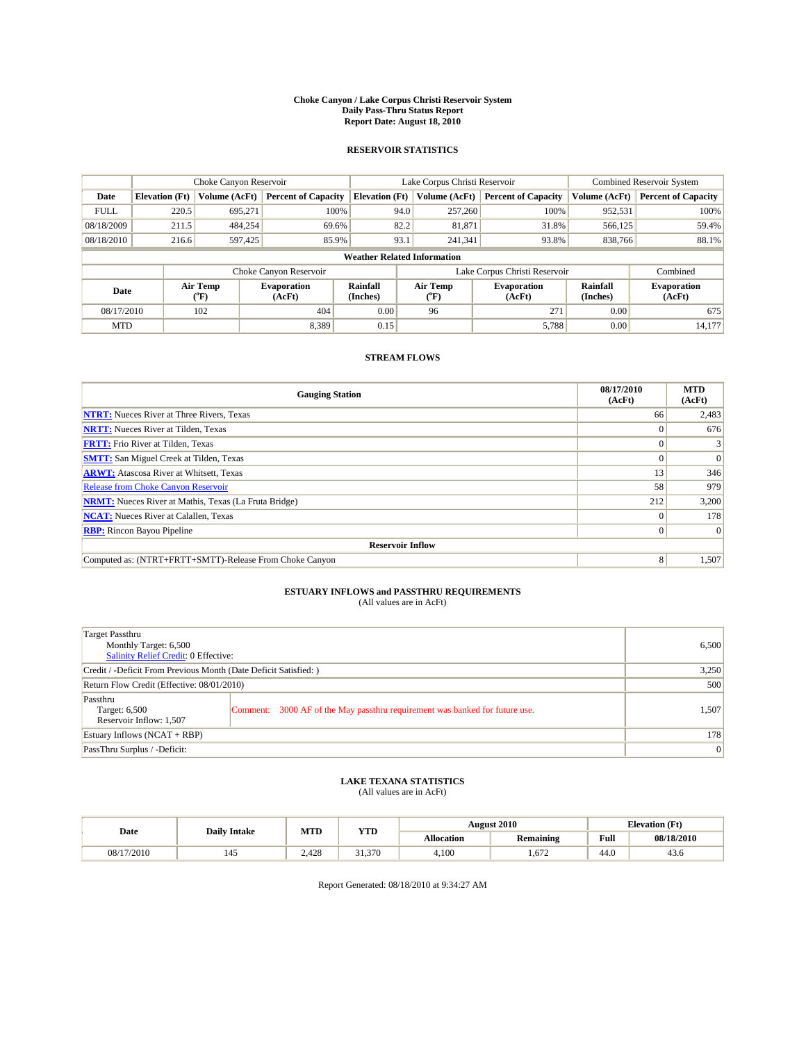# Choke Canyon / Lake Corpus Christi Reservoir System
## Daily Pass-Thru Status Report
## Report Date: August 18, 2010

### RESERVOIR STATISTICS

| | Choke Canyon Reservoir | | | Lake Corpus Christi Reservoir | | | Combined Reservoir System | |
|---|---|---|---|---|---|---|---|---|
| Date | Elevation (Ft) | Volume (AcFt) | Percent of Capacity | Elevation (Ft) | Volume (AcFt) | Percent of Capacity | Volume (AcFt) | Percent of Capacity |
| FULL | 220.5 | 695,271 | 100% | 94.0 | 257,260 | 100% | 952,531 | 100% |
| 08/18/2009 | 211.5 | 484,254 | 69.6% | 82.2 | 81,871 | 31.8% | 566,125 | 59.4% |
| 08/18/2010 | 216.6 | 597,425 | 85.9% | 93.1 | 241,341 | 93.8% | 838,766 | 88.1% |

**Weather Related Information**

| | Choke Canyon Reservoir | | | Lake Corpus Christi Reservoir | | | Combined |
|---|---|---|---|---|---|---|---|
| Date | Air Temp (°F) | Evaporation (AcFt) | Rainfall (Inches) | Air Temp (°F) | Evaporation (AcFt) | Rainfall (Inches) | Evaporation (AcFt) |
| 08/17/2010 | 102 | 404 | 0.00 | 96 | 271 | 0.00 | 675 |
| MTD | | 8,389 | 0.15 | | 5,788 | 0.00 | 14,177 |

### STREAM FLOWS

| Gauging Station | 08/17/2010 (AcFt) | MTD (AcFt) |
|---|---|---|
| NTRT: Nueces River at Three Rivers, Texas | 66 | 2,483 |
| NRTT: Nueces River at Tilden, Texas | 0 | 676 |
| FRTT: Frio River at Tilden, Texas | 0 | 3 |
| SMTT: San Miguel Creek at Tilden, Texas | 0 | 0 |
| ARWT: Atascosa River at Whitsett, Texas | 13 | 346 |
| Release from Choke Canyon Reservoir | 58 | 979 |
| NRMT: Nueces River at Mathis, Texas (La Fruta Bridge) | 212 | 3,200 |
| NCAT: Nueces River at Calallen, Texas | 0 | 178 |
| RBP: Rincon Bayou Pipeline | 0 | 0 |
| **Reservoir Inflow** | | |
| Computed as: (NTRT+FRTT+SMTT)-Release From Choke Canyon | 8 | 1,507 |

### ESTUARY INFLOWS and PASSTHRU REQUIREMENTS
(All values are in AcFt)

| | | |
|---|---|---|
| Target Passthru<br>Monthly Target: 6,500<br>Salinity Relief Credit: 0 Effective: | | 6,500 |
| Credit / -Deficit From Previous Month (Date Deficit Satisfied: ) | | 3,250 |
| Return Flow Credit (Effective: 08/01/2010) | | 500 |
| Passthru<br>Target: 6,500<br>Reservoir Inflow: 1,507 | Comment: 3000 AF of the May passthru requirement was banked for future use. | 1,507 |
| Estuary Inflows (NCAT + RBP) | | 178 |
| PassThru Surplus / -Deficit: | | 0 |

### LAKE TEXANA STATISTICS
(All values are in AcFt)

| Date | Daily Intake | MTD | YTD | August 2010 | | Elevation (Ft) | |
|---|---|---|---|---|---|---|---|
| | | | | Allocation | Remaining | Full | 08/18/2010 |
| 08/17/2010 | 145 | 2,428 | 31,370 | 4,100 | 1,672 | 44.0 | 43.6 |

Report Generated: 08/18/2010 at 9:34:27 AM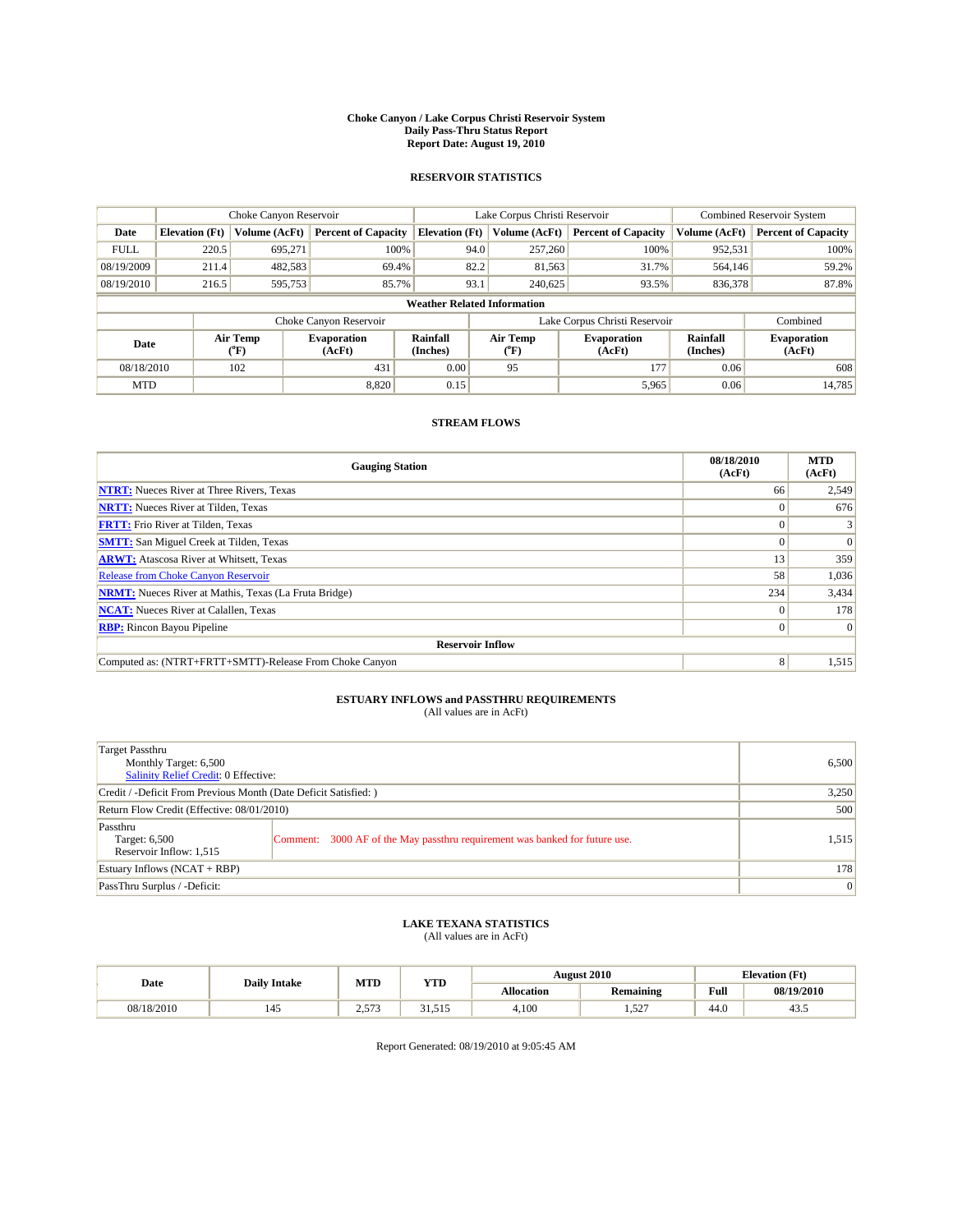# Choke Canyon / Lake Corpus Christi Reservoir System
## Daily Pass-Thru Status Report
## Report Date: August 19, 2010

### RESERVOIR STATISTICS

| | Choke Canyon Reservoir | | | Lake Corpus Christi Reservoir | | | Combined Reservoir System | |
|---|---|---|---|---|---|---|---|---|
| Date | Elevation (Ft) | Volume (AcFt) | Percent of Capacity | Elevation (Ft) | Volume (AcFt) | Percent of Capacity | Volume (AcFt) | Percent of Capacity |
| FULL | 220.5 | 695,271 | 100% | 94.0 | 257,260 | 100% | 952,531 | 100% |
| 08/19/2009 | 211.4 | 482,583 | 69.4% | 82.2 | 81,563 | 31.7% | 564,146 | 59.2% |
| 08/19/2010 | 216.5 | 595,753 | 85.7% | 93.1 | 240,625 | 93.5% | 836,378 | 87.8% |

**Weather Related Information**

| | Choke Canyon Reservoir | | | Lake Corpus Christi Reservoir | | | Combined |
|---|---|---|---|---|---|---|---|
| Date | Air Temp (°F) | Evaporation (AcFt) | Rainfall (Inches) | Air Temp (°F) | Evaporation (AcFt) | Rainfall (Inches) | Evaporation (AcFt) |
| 08/18/2010 | 102 | 431 | 0.00 | 95 | 177 | 0.06 | 608 |
| MTD | | 8,820 | 0.15 | | 5,965 | 0.06 | 14,785 |

### STREAM FLOWS

| Gauging Station | 08/18/2010 (AcFt) | MTD (AcFt) |
|---|---|---|
| NTRT: Nueces River at Three Rivers, Texas | 66 | 2,549 |
| NRTT: Nueces River at Tilden, Texas | 0 | 676 |
| FRTT: Frio River at Tilden, Texas | 0 | 3 |
| SMTT: San Miguel Creek at Tilden, Texas | 0 | 0 |
| ARWT: Atascosa River at Whitsett, Texas | 13 | 359 |
| Release from Choke Canyon Reservoir | 58 | 1,036 |
| NRMT: Nueces River at Mathis, Texas (La Fruta Bridge) | 234 | 3,434 |
| NCAT: Nueces River at Calallen, Texas | 0 | 178 |
| RBP: Rincon Bayou Pipeline | 0 | 0 |
| **Reservoir Inflow** | | |
| Computed as: (NTRT+FRTT+SMTT)-Release From Choke Canyon | 8 | 1,515 |

### ESTUARY INFLOWS and PASSTHRU REQUIREMENTS
(All values are in AcFt)

| | | |
|---|---|---|
| Target Passthru<br>Monthly Target: 6,500<br>Salinity Relief Credit: 0 Effective: | | 6,500 |
| Credit / -Deficit From Previous Month (Date Deficit Satisfied: ) | | 3,250 |
| Return Flow Credit (Effective: 08/01/2010) | | 500 |
| Passthru<br>Target: 6,500<br>Reservoir Inflow: 1,515 | Comment: 3000 AF of the May passthru requirement was banked for future use. | 1,515 |
| Estuary Inflows (NCAT + RBP) | | 178 |
| PassThru Surplus / -Deficit: | | 0 |

### LAKE TEXANA STATISTICS
(All values are in AcFt)

| Date | Daily Intake | MTD | YTD | August 2010 | | Elevation (Ft) | |
|---|---|---|---|---|---|---|---|
| | | | | Allocation | Remaining | Full | 08/19/2010 |
| 08/18/2010 | 145 | 2,573 | 31,515 | 4,100 | 1,527 | 44.0 | 43.5 |

Report Generated: 08/19/2010 at 9:05:45 AM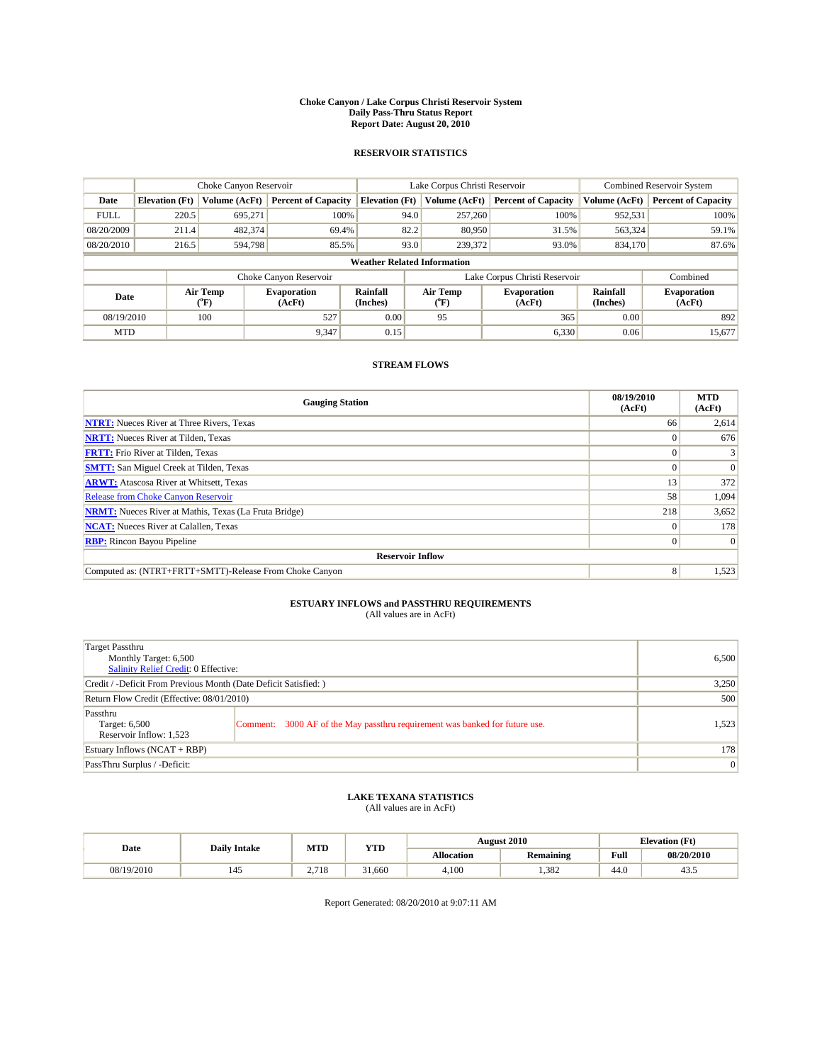# Choke Canyon / Lake Corpus Christi Reservoir System
## Daily Pass-Thru Status Report
### Report Date: August 20, 2010

## RESERVOIR STATISTICS

| | Choke Canyon Reservoir | | | Lake Corpus Christi Reservoir | | | Combined Reservoir System | |
|---|---|---|---|---|---|---|---|---|
| Date | Elevation (Ft) | Volume (AcFt) | Percent of Capacity | Elevation (Ft) | Volume (AcFt) | Percent of Capacity | Volume (AcFt) | Percent of Capacity |
| FULL | 220.5 | 695,271 | 100% | 94.0 | 257,260 | 100% | 952,531 | 100% |
| 08/20/2009 | 211.4 | 482,374 | 69.4% | 82.2 | 80,950 | 31.5% | 563,324 | 59.1% |
| 08/20/2010 | 216.5 | 594,798 | 85.5% | 93.0 | 239,372 | 93.0% | 834,170 | 87.6% |

**Weather Related Information**

| | Choke Canyon Reservoir | | | Lake Corpus Christi Reservoir | | | Combined |
|---|---|---|---|---|---|---|---|
| Date | Air Temp (°F) | Evaporation (AcFt) | Rainfall (Inches) | Air Temp (°F) | Evaporation (AcFt) | Rainfall (Inches) | Evaporation (AcFt) |
| 08/19/2010 | 100 | 527 | 0.00 | 95 | 365 | 0.00 | 892 |
| MTD | | 9,347 | 0.15 | | 6,330 | 0.06 | 15,677 |

## STREAM FLOWS

| Gauging Station | 08/19/2010 (AcFt) | MTD (AcFt) |
|---|---|---|
| **NTRT:** Nueces River at Three Rivers, Texas | 66 | 2,614 |
| **NRTT:** Nueces River at Tilden, Texas | 0 | 676 |
| **FRTT:** Frio River at Tilden, Texas | 0 | 3 |
| **SMTT:** San Miguel Creek at Tilden, Texas | 0 | 0 |
| **ARWT:** Atascosa River at Whitsett, Texas | 13 | 372 |
| Release from Choke Canyon Reservoir | 58 | 1,094 |
| **NRMT:** Nueces River at Mathis, Texas (La Fruta Bridge) | 218 | 3,652 |
| **NCAT:** Nueces River at Calallen, Texas | 0 | 178 |
| **RBP:** Rincon Bayou Pipeline | 0 | 0 |
| **Reservoir Inflow** | | |
| Computed as: (NTRT+FRTT+SMTT)-Release From Choke Canyon | 8 | 1,523 |

## ESTUARY INFLOWS and PASSTHRU REQUIREMENTS
(All values are in AcFt)

| | |
|---|---|
| Target Passthru<br>Monthly Target: 6,500<br>Salinity Relief Credit: 0 Effective: | 6,500 |
| Credit / -Deficit From Previous Month (Date Deficit Satisfied: ) | 3,250 |
| Return Flow Credit (Effective: 08/01/2010) | 500 |
| Passthru<br>Target: 6,500<br>Reservoir Inflow: 1,523<br>Comment: 3000 AF of the May passthru requirement was banked for future use. | 1,523 |
| Estuary Inflows (NCAT + RBP) | 178 |
| PassThru Surplus / -Deficit: | 0 |

## LAKE TEXANA STATISTICS
(All values are in AcFt)

| Date | Daily Intake | MTD | YTD | August 2010 | | Elevation (Ft) | |
|---|---|---|---|---|---|---|---|
| | | | | Allocation | Remaining | Full | 08/20/2010 |
| 08/19/2010 | 145 | 2,718 | 31,660 | 4,100 | 1,382 | 44.0 | 43.5 |

Report Generated: 08/20/2010 at 9:07:11 AM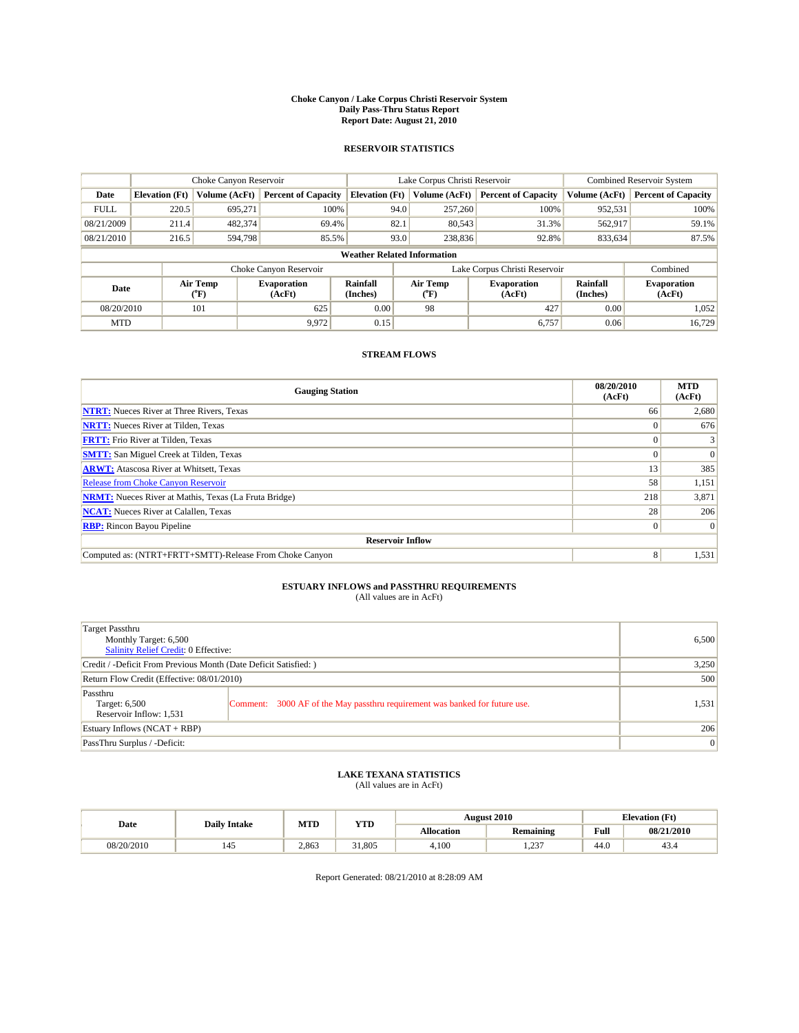# Choke Canyon / Lake Corpus Christi Reservoir System
## Daily Pass-Thru Status Report
### Report Date: August 21, 2010

## RESERVOIR STATISTICS

| | Choke Canyon Reservoir | | | Lake Corpus Christi Reservoir | | | Combined Reservoir System | |
|---|---|---|---|---|---|---|---|---|
| Date | Elevation (Ft) | Volume (AcFt) | Percent of Capacity | Elevation (Ft) | Volume (AcFt) | Percent of Capacity | Volume (AcFt) | Percent of Capacity |
| FULL | 220.5 | 695,271 | 100% | 94.0 | 257,260 | 100% | 952,531 | 100% |
| 08/21/2009 | 211.4 | 482,374 | 69.4% | 82.1 | 80,543 | 31.3% | 562,917 | 59.1% |
| 08/21/2010 | 216.5 | 594,798 | 85.5% | 93.0 | 238,836 | 92.8% | 833,634 | 87.5% |

**Weather Related Information**

| | Choke Canyon Reservoir | | | Lake Corpus Christi Reservoir | | | Combined |
|---|---|---|---|---|---|---|---|
| Date | Air Temp (°F) | Evaporation (AcFt) | Rainfall (Inches) | Air Temp (°F) | Evaporation (AcFt) | Rainfall (Inches) | Evaporation (AcFt) |
| 08/20/2010 | 101 | 625 | 0.00 | 98 | 427 | 0.00 | 1,052 |
| MTD | | 9,972 | 0.15 | | 6,757 | 0.06 | 16,729 |

## STREAM FLOWS

| Gauging Station | 08/20/2010 (AcFt) | MTD (AcFt) |
|---|---|---|
| NTRT: Nueces River at Three Rivers, Texas | 66 | 2,680 |
| NRTT: Nueces River at Tilden, Texas | 0 | 676 |
| FRTT: Frio River at Tilden, Texas | 0 | 3 |
| SMTT: San Miguel Creek at Tilden, Texas | 0 | 0 |
| ARWT: Atascosa River at Whitsett, Texas | 13 | 385 |
| Release from Choke Canyon Reservoir | 58 | 1,151 |
| NRMT: Nueces River at Mathis, Texas (La Fruta Bridge) | 218 | 3,871 |
| NCAT: Nueces River at Calallen, Texas | 28 | 206 |
| RBP: Rincon Bayou Pipeline | 0 | 0 |
| **Reservoir Inflow** | | |
| Computed as: (NTRT+FRTT+SMTT)-Release From Choke Canyon | 8 | 1,531 |

## ESTUARY INFLOWS and PASSTHRU REQUIREMENTS
(All values are in AcFt)

| | |
|---|---|
| Target Passthru<br>Monthly Target: 6,500<br>Salinity Relief Credit: 0 Effective: | 6,500 |
| Credit / -Deficit From Previous Month (Date Deficit Satisfied: ) | 3,250 |
| Return Flow Credit (Effective: 08/01/2010) | 500 |
| Passthru<br>Target: 6,500<br>Reservoir Inflow: 1,531<br>Comment: 3000 AF of the May passthru requirement was banked for future use. | 1,531 |
| Estuary Inflows (NCAT + RBP) | 206 |
| PassThru Surplus / -Deficit: | 0 |

## LAKE TEXANA STATISTICS
(All values are in AcFt)

| Date | Daily Intake | MTD | YTD | August 2010 | | Elevation (Ft) | |
|---|---|---|---|---|---|---|---|
| | | | | Allocation | Remaining | Full | 08/21/2010 |
| 08/20/2010 | 145 | 2,863 | 31,805 | 4,100 | 1,237 | 44.0 | 43.4 |

Report Generated: 08/21/2010 at 8:28:09 AM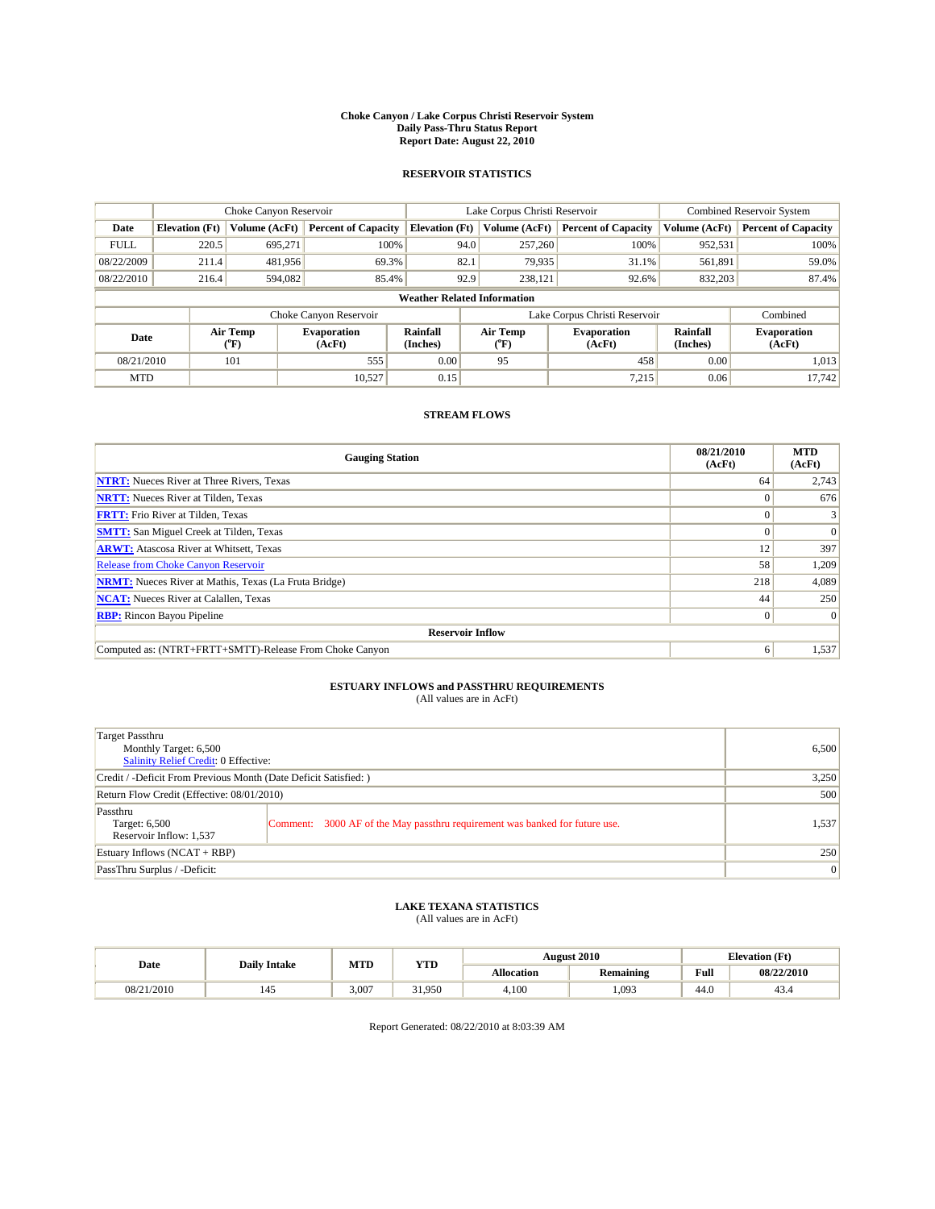# Choke Canyon / Lake Corpus Christi Reservoir System
## Daily Pass-Thru Status Report
## Report Date: August 22, 2010

### RESERVOIR STATISTICS

| | Choke Canyon Reservoir | | | Lake Corpus Christi Reservoir | | | Combined Reservoir System | |
|---|---|---|---|---|---|---|---|---|
| Date | Elevation (Ft) | Volume (AcFt) | Percent of Capacity | Elevation (Ft) | Volume (AcFt) | Percent of Capacity | Volume (AcFt) | Percent of Capacity |
| FULL | 220.5 | 695,271 | 100% | 94.0 | 257,260 | 100% | 952,531 | 100% |
| 08/22/2009 | 211.4 | 481,956 | 69.3% | 82.1 | 79,935 | 31.1% | 561,891 | 59.0% |
| 08/22/2010 | 216.4 | 594,082 | 85.4% | 92.9 | 238,121 | 92.6% | 832,203 | 87.4% |

**Weather Related Information**

| | Choke Canyon Reservoir | | | Lake Corpus Christi Reservoir | | | Combined |
|---|---|---|---|---|---|---|---|
| Date | Air Temp (°F) | Evaporation (AcFt) | Rainfall (Inches) | Air Temp (°F) | Evaporation (AcFt) | Rainfall (Inches) | Evaporation (AcFt) |
| 08/21/2010 | 101 | 555 | 0.00 | 95 | 458 | 0.00 | 1,013 |
| MTD | | 10,527 | 0.15 | | 7,215 | 0.06 | 17,742 |

### STREAM FLOWS

| Gauging Station | 08/21/2010 (AcFt) | MTD (AcFt) |
|---|---|---|
| NTRT: Nueces River at Three Rivers, Texas | 64 | 2,743 |
| NRTT: Nueces River at Tilden, Texas | 0 | 676 |
| FRTT: Frio River at Tilden, Texas | 0 | 3 |
| SMTT: San Miguel Creek at Tilden, Texas | 0 | 0 |
| ARWT: Atascosa River at Whitsett, Texas | 12 | 397 |
| Release from Choke Canyon Reservoir | 58 | 1,209 |
| NRMT: Nueces River at Mathis, Texas (La Fruta Bridge) | 218 | 4,089 |
| NCAT: Nueces River at Calallen, Texas | 44 | 250 |
| RBP: Rincon Bayou Pipeline | 0 | 0 |
| **Reservoir Inflow** | | |
| Computed as: (NTRT+FRTT+SMTT)-Release From Choke Canyon | 6 | 1,537 |

### ESTUARY INFLOWS and PASSTHRU REQUIREMENTS
(All values are in AcFt)

| | |
|---|---|
| Target Passthru<br>Monthly Target: 6,500<br>Salinity Relief Credit: 0 Effective: | 6,500 |
| Credit / -Deficit From Previous Month (Date Deficit Satisfied: ) | 3,250 |
| Return Flow Credit (Effective: 08/01/2010) | 500 |
| Passthru<br>Target: 6,500<br>Reservoir Inflow: 1,537<br>Comment: 3000 AF of the May passthru requirement was banked for future use. | 1,537 |
| Estuary Inflows (NCAT + RBP) | 250 |
| PassThru Surplus / -Deficit: | 0 |

### LAKE TEXANA STATISTICS
(All values are in AcFt)

| Date | Daily Intake | MTD | YTD | August 2010 | | Elevation (Ft) | |
|---|---|---|---|---|---|---|---|
| | | | | Allocation | Remaining | Full | 08/22/2010 |
| 08/21/2010 | 145 | 3,007 | 31,950 | 4,100 | 1,093 | 44.0 | 43.4 |

Report Generated: 08/22/2010 at 8:03:39 AM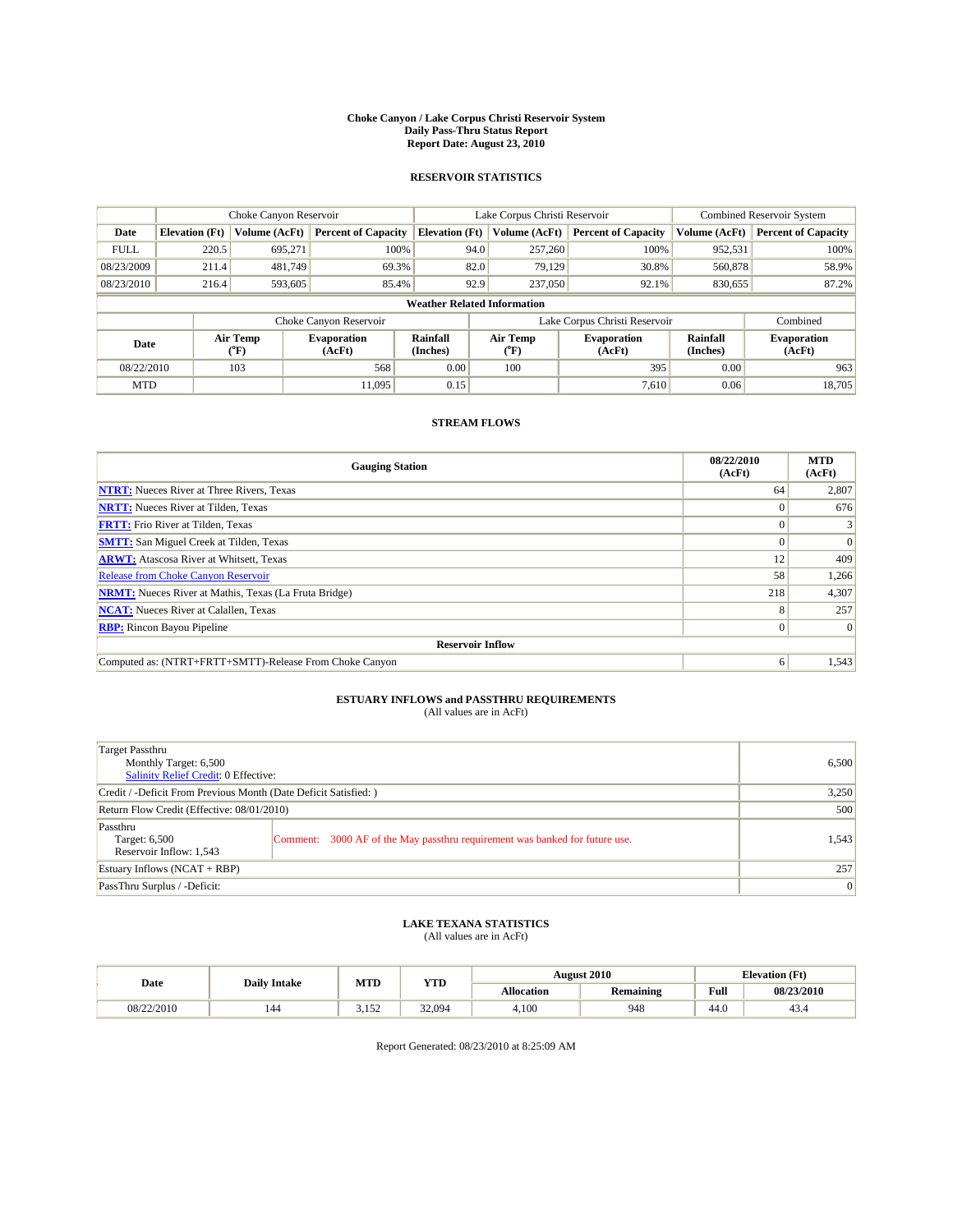# Choke Canyon / Lake Corpus Christi Reservoir System
## Daily Pass-Thru Status Report
## Report Date: August 23, 2010

### RESERVOIR STATISTICS

| | Choke Canyon Reservoir | | | Lake Corpus Christi Reservoir | | | Combined Reservoir System | |
|---|---|---|---|---|---|---|---|---|
| Date | Elevation (Ft) | Volume (AcFt) | Percent of Capacity | Elevation (Ft) | Volume (AcFt) | Percent of Capacity | Volume (AcFt) | Percent of Capacity |
| FULL | 220.5 | 695,271 | 100% | 94.0 | 257,260 | 100% | 952,531 | 100% |
| 08/23/2009 | 211.4 | 481,749 | 69.3% | 82.0 | 79,129 | 30.8% | 560,878 | 58.9% |
| 08/23/2010 | 216.4 | 593,605 | 85.4% | 92.9 | 237,050 | 92.1% | 830,655 | 87.2% |

**Weather Related Information**

| | Choke Canyon Reservoir | | | Lake Corpus Christi Reservoir | | | Combined |
|---|---|---|---|---|---|---|---|
| Date | Air Temp (°F) | Evaporation (AcFt) | Rainfall (Inches) | Air Temp (°F) | Evaporation (AcFt) | Rainfall (Inches) | Evaporation (AcFt) |
| 08/22/2010 | 103 | 568 | 0.00 | 100 | 395 | 0.00 | 963 |
| MTD | | 11,095 | 0.15 | | 7,610 | 0.06 | 18,705 |

### STREAM FLOWS

| Gauging Station | 08/22/2010 (AcFt) | MTD (AcFt) |
|---|---|---|
| NTRT: Nueces River at Three Rivers, Texas | 64 | 2,807 |
| NRTT: Nueces River at Tilden, Texas | 0 | 676 |
| FRTT: Frio River at Tilden, Texas | 0 | 3 |
| SMTT: San Miguel Creek at Tilden, Texas | 0 | 0 |
| ARWT: Atascosa River at Whitsett, Texas | 12 | 409 |
| Release from Choke Canyon Reservoir | 58 | 1,266 |
| NRMT: Nueces River at Mathis, Texas (La Fruta Bridge) | 218 | 4,307 |
| NCAT: Nueces River at Calallen, Texas | 8 | 257 |
| RBP: Rincon Bayou Pipeline | 0 | 0 |
| **Reservoir Inflow** | | |
| Computed as: (NTRT+FRTT+SMTT)-Release From Choke Canyon | 6 | 1,543 |

### ESTUARY INFLOWS and PASSTHRU REQUIREMENTS
(All values are in AcFt)

| | | |
|---|---|---|
| Target Passthru<br>Monthly Target: 6,500<br>Salinity Relief Credit: 0 Effective: | | 6,500 |
| Credit / -Deficit From Previous Month (Date Deficit Satisfied: ) | | 3,250 |
| Return Flow Credit (Effective: 08/01/2010) | | 500 |
| Passthru<br>Target: 6,500<br>Reservoir Inflow: 1,543 | Comment: 3000 AF of the May passthru requirement was banked for future use. | 1,543 |
| Estuary Inflows (NCAT + RBP) | | 257 |
| PassThru Surplus / -Deficit: | | 0 |

### LAKE TEXANA STATISTICS
(All values are in AcFt)

| Date | Daily Intake | MTD | YTD | August 2010 | | Elevation (Ft) | |
|---|---|---|---|---|---|---|---|
| | | | | Allocation | Remaining | Full | 08/23/2010 |
| 08/22/2010 | 144 | 3,152 | 32,094 | 4,100 | 948 | 44.0 | 43.4 |

Report Generated: 08/23/2010 at 8:25:09 AM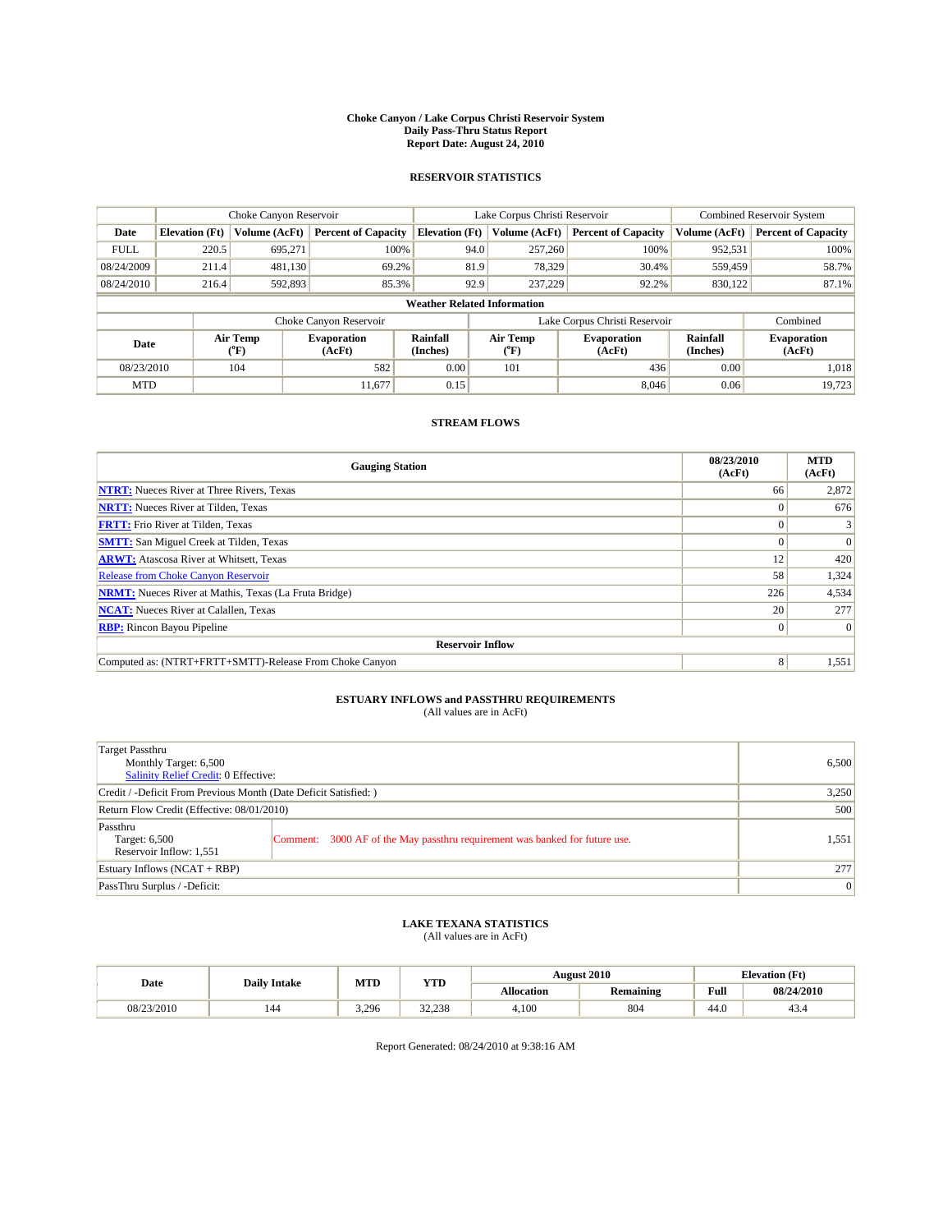# Choke Canyon / Lake Corpus Christi Reservoir System
## Daily Pass-Thru Status Report
### Report Date: August 24, 2010

## RESERVOIR STATISTICS

| | Choke Canyon Reservoir | | | Lake Corpus Christi Reservoir | | | Combined Reservoir System | |
|---|---|---|---|---|---|---|---|---|
| Date | Elevation (Ft) | Volume (AcFt) | Percent of Capacity | Elevation (Ft) | Volume (AcFt) | Percent of Capacity | Volume (AcFt) | Percent of Capacity |
| FULL | 220.5 | 695,271 | 100% | 94.0 | 257,260 | 100% | 952,531 | 100% |
| 08/24/2009 | 211.4 | 481,130 | 69.2% | 81.9 | 78,329 | 30.4% | 559,459 | 58.7% |
| 08/24/2010 | 216.4 | 592,893 | 85.3% | 92.9 | 237,229 | 92.2% | 830,122 | 87.1% |

**Weather Related Information**

| | Choke Canyon Reservoir | | | Lake Corpus Christi Reservoir | | | Combined |
|---|---|---|---|---|---|---|---|
| Date | Air Temp (°F) | Evaporation (AcFt) | Rainfall (Inches) | Air Temp (°F) | Evaporation (AcFt) | Rainfall (Inches) | Evaporation (AcFt) |
| 08/23/2010 | 104 | 582 | 0.00 | 101 | 436 | 0.00 | 1,018 |
| MTD | | 11,677 | 0.15 | | 8,046 | 0.06 | 19,723 |

## STREAM FLOWS

| Gauging Station | 08/23/2010 (AcFt) | MTD (AcFt) |
|---|---|---|
| NTRT: Nueces River at Three Rivers, Texas | 66 | 2,872 |
| NRTT: Nueces River at Tilden, Texas | 0 | 676 |
| FRTT: Frio River at Tilden, Texas | 0 | 3 |
| SMTT: San Miguel Creek at Tilden, Texas | 0 | 0 |
| ARWT: Atascosa River at Whitsett, Texas | 12 | 420 |
| Release from Choke Canyon Reservoir | 58 | 1,324 |
| NRMT: Nueces River at Mathis, Texas (La Fruta Bridge) | 226 | 4,534 |
| NCAT: Nueces River at Calallen, Texas | 20 | 277 |
| RBP: Rincon Bayou Pipeline | 0 | 0 |
| **Reservoir Inflow** | | |
| Computed as: (NTRT+FRTT+SMTT)-Release From Choke Canyon | 8 | 1,551 |

## ESTUARY INFLOWS and PASSTHRU REQUIREMENTS
(All values are in AcFt)

| | | |
|---|---|---|
| Target Passthru<br>Monthly Target: 6,500<br>Salinity Relief Credit: 0 Effective: | | 6,500 |
| Credit / -Deficit From Previous Month (Date Deficit Satisfied: ) | | 3,250 |
| Return Flow Credit (Effective: 08/01/2010) | | 500 |
| Passthru<br>Target: 6,500<br>Reservoir Inflow: 1,551 | Comment: 3000 AF of the May passthru requirement was banked for future use. | 1,551 |
| Estuary Inflows (NCAT + RBP) | | 277 |
| PassThru Surplus / -Deficit: | | 0 |

## LAKE TEXANA STATISTICS
(All values are in AcFt)

| Date | Daily Intake | MTD | YTD | August 2010 | | Elevation (Ft) | |
|---|---|---|---|---|---|---|---|
| | | | | Allocation | Remaining | Full | 08/24/2010 |
| 08/23/2010 | 144 | 3,296 | 32,238 | 4,100 | 804 | 44.0 | 43.4 |

Report Generated: 08/24/2010 at 9:38:16 AM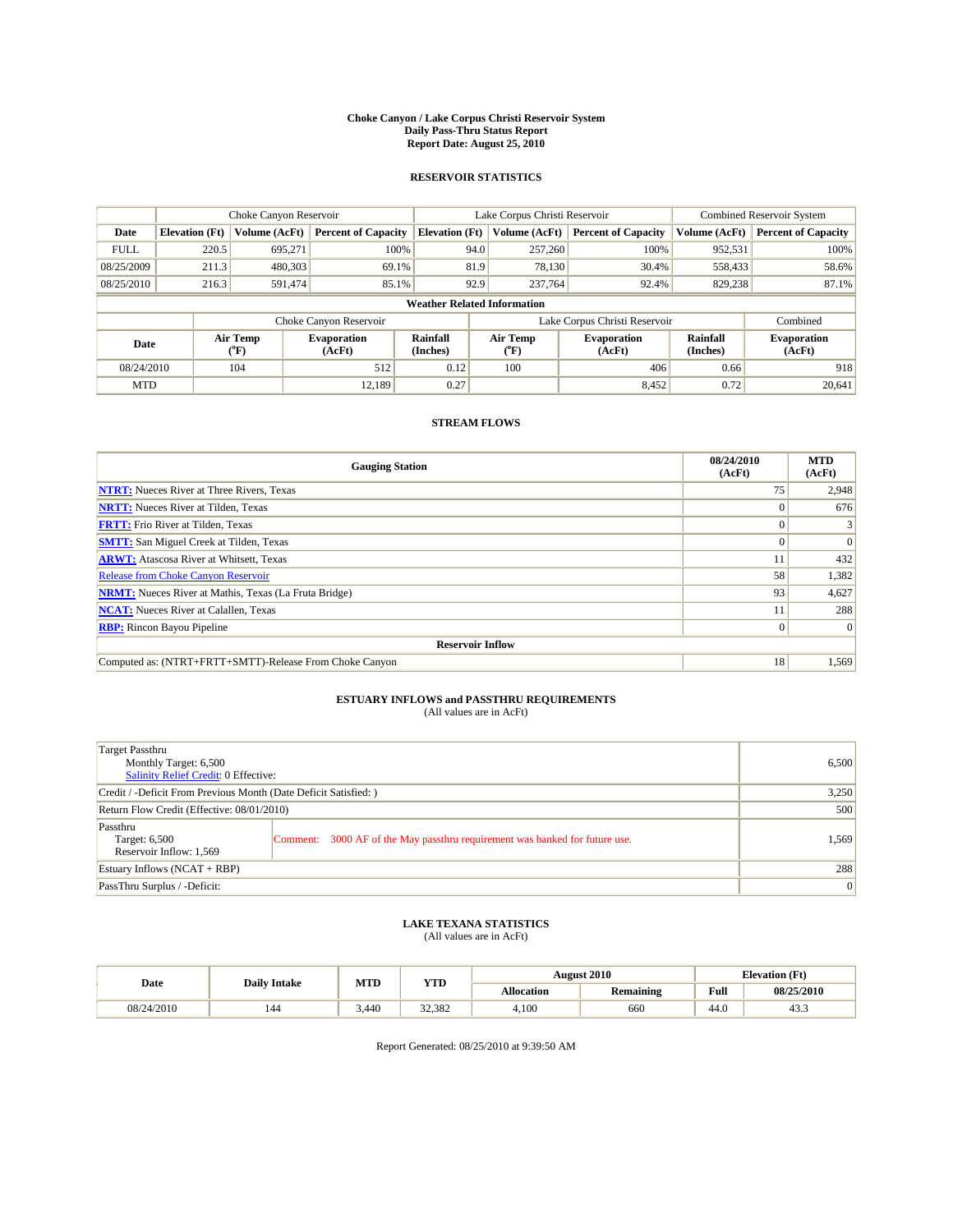**Choke Canyon / Lake Corpus Christi Reservoir System**
**Daily Pass-Thru Status Report**
**Report Date: August 25, 2010**

## RESERVOIR STATISTICS

| | Choke Canyon Reservoir | | | Lake Corpus Christi Reservoir | | | Combined Reservoir System | |
|---|---|---|---|---|---|---|---|---|
| Date | Elevation (Ft) | Volume (AcFt) | Percent of Capacity | Elevation (Ft) | Volume (AcFt) | Percent of Capacity | Volume (AcFt) | Percent of Capacity |
| FULL | 220.5 | 695,271 | 100% | 94.0 | 257,260 | 100% | 952,531 | 100% |
| 08/25/2009 | 211.3 | 480,303 | 69.1% | 81.9 | 78,130 | 30.4% | 558,433 | 58.6% |
| 08/25/2010 | 216.3 | 591,474 | 85.1% | 92.9 | 237,764 | 92.4% | 829,238 | 87.1% |

**Weather Related Information**

| | Choke Canyon Reservoir | | | Lake Corpus Christi Reservoir | | | Combined |
|---|---|---|---|---|---|---|---|
| Date | Air Temp (°F) | Evaporation (AcFt) | Rainfall (Inches) | Air Temp (°F) | Evaporation (AcFt) | Rainfall (Inches) | Evaporation (AcFt) |
| 08/24/2010 | 104 | 512 | 0.12 | 100 | 406 | 0.66 | 918 |
| MTD | | 12,189 | 0.27 | | 8,452 | 0.72 | 20,641 |

## STREAM FLOWS

| Gauging Station | 08/24/2010 (AcFt) | MTD (AcFt) |
|---|---|---|
| **NTRT:** Nueces River at Three Rivers, Texas | 75 | 2,948 |
| **NRTT:** Nueces River at Tilden, Texas | 0 | 676 |
| **FRTT:** Frio River at Tilden, Texas | 0 | 3 |
| **SMTT:** San Miguel Creek at Tilden, Texas | 0 | 0 |
| **ARWT:** Atascosa River at Whitsett, Texas | 11 | 432 |
| Release from Choke Canyon Reservoir | 58 | 1,382 |
| **NRMT:** Nueces River at Mathis, Texas (La Fruta Bridge) | 93 | 4,627 |
| **NCAT:** Nueces River at Calallen, Texas | 11 | 288 |
| **RBP:** Rincon Bayou Pipeline | 0 | 0 |
| **Reservoir Inflow** | | |
| Computed as: (NTRT+FRTT+SMTT)-Release From Choke Canyon | 18 | 1,569 |

## ESTUARY INFLOWS and PASSTHRU REQUIREMENTS

(All values are in AcFt)

| | | |
|---|---|---|
| Target Passthru<br>Monthly Target: 6,500<br>Salinity Relief Credit: 0 Effective: | | 6,500 |
| Credit / -Deficit From Previous Month (Date Deficit Satisfied: ) | | 3,250 |
| Return Flow Credit (Effective: 08/01/2010) | | 500 |
| Passthru<br>Target: 6,500<br>Reservoir Inflow: 1,569 | Comment: 3000 AF of the May passthru requirement was banked for future use. | 1,569 |
| Estuary Inflows (NCAT + RBP) | | 288 |
| PassThru Surplus / -Deficit: | | 0 |

## LAKE TEXANA STATISTICS

(All values are in AcFt)

| Date | Daily Intake | MTD | YTD | August 2010 | | Elevation (Ft) | |
|---|---|---|---|---|---|---|---|
| | | | | Allocation | Remaining | Full | 08/25/2010 |
| 08/24/2010 | 144 | 3,440 | 32,382 | 4,100 | 660 | 44.0 | 43.3 |

Report Generated: 08/25/2010 at 9:39:50 AM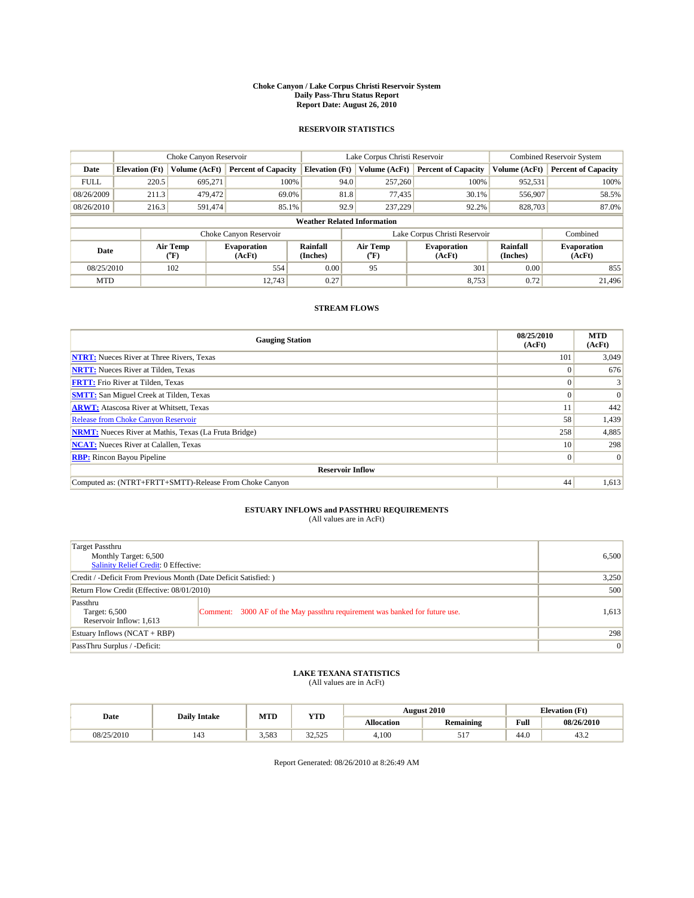# Choke Canyon / Lake Corpus Christi Reservoir System
## Daily Pass-Thru Status Report
## Report Date: August 26, 2010

### RESERVOIR STATISTICS

| | Choke Canyon Reservoir | | | Lake Corpus Christi Reservoir | | | Combined Reservoir System | |
|---|---|---|---|---|---|---|---|---|
| Date | Elevation (Ft) | Volume (AcFt) | Percent of Capacity | Elevation (Ft) | Volume (AcFt) | Percent of Capacity | Volume (AcFt) | Percent of Capacity |
| FULL | 220.5 | 695,271 | 100% | 94.0 | 257,260 | 100% | 952,531 | 100% |
| 08/26/2009 | 211.3 | 479,472 | 69.0% | 81.8 | 77,435 | 30.1% | 556,907 | 58.5% |
| 08/26/2010 | 216.3 | 591,474 | 85.1% | 92.9 | 237,229 | 92.2% | 828,703 | 87.0% |

**Weather Related Information**

| | Choke Canyon Reservoir | | | Lake Corpus Christi Reservoir | | | Combined |
|---|---|---|---|---|---|---|---|
| Date | Air Temp (°F) | Evaporation (AcFt) | Rainfall (Inches) | Air Temp (°F) | Evaporation (AcFt) | Rainfall (Inches) | Evaporation (AcFt) |
| 08/25/2010 | 102 | 554 | 0.00 | 95 | 301 | 0.00 | 855 |
| MTD | | 12,743 | 0.27 | | 8,753 | 0.72 | 21,496 |

### STREAM FLOWS

| Gauging Station | 08/25/2010 (AcFt) | MTD (AcFt) |
|---|---|---|
| NTRT: Nueces River at Three Rivers, Texas | 101 | 3,049 |
| NRTT: Nueces River at Tilden, Texas | 0 | 676 |
| FRTT: Frio River at Tilden, Texas | 0 | 3 |
| SMTT: San Miguel Creek at Tilden, Texas | 0 | 0 |
| ARWT: Atascosa River at Whitsett, Texas | 11 | 442 |
| Release from Choke Canyon Reservoir | 58 | 1,439 |
| NRMT: Nueces River at Mathis, Texas (La Fruta Bridge) | 258 | 4,885 |
| NCAT: Nueces River at Calallen, Texas | 10 | 298 |
| RBP: Rincon Bayou Pipeline | 0 | 0 |
| **Reservoir Inflow** | | |
| Computed as: (NTRT+FRTT+SMTT)-Release From Choke Canyon | 44 | 1,613 |

### ESTUARY INFLOWS and PASSTHRU REQUIREMENTS
(All values are in AcFt)

| | | |
|---|---|---|
| Target Passthru<br>Monthly Target: 6,500<br>Salinity Relief Credit: 0 Effective: | | 6,500 |
| Credit / -Deficit From Previous Month (Date Deficit Satisfied: ) | | 3,250 |
| Return Flow Credit (Effective: 08/01/2010) | | 500 |
| Passthru<br>Target: 6,500<br>Reservoir Inflow: 1,613 | Comment: 3000 AF of the May passthru requirement was banked for future use. | 1,613 |
| Estuary Inflows (NCAT + RBP) | | 298 |
| PassThru Surplus / -Deficit: | | 0 |

### LAKE TEXANA STATISTICS
(All values are in AcFt)

| Date | Daily Intake | MTD | YTD | August 2010 | | Elevation (Ft) | |
|---|---|---|---|---|---|---|---|
| | | | | Allocation | Remaining | Full | 08/26/2010 |
| 08/25/2010 | 143 | 3,583 | 32,525 | 4,100 | 517 | 44.0 | 43.2 |

Report Generated: 08/26/2010 at 8:26:49 AM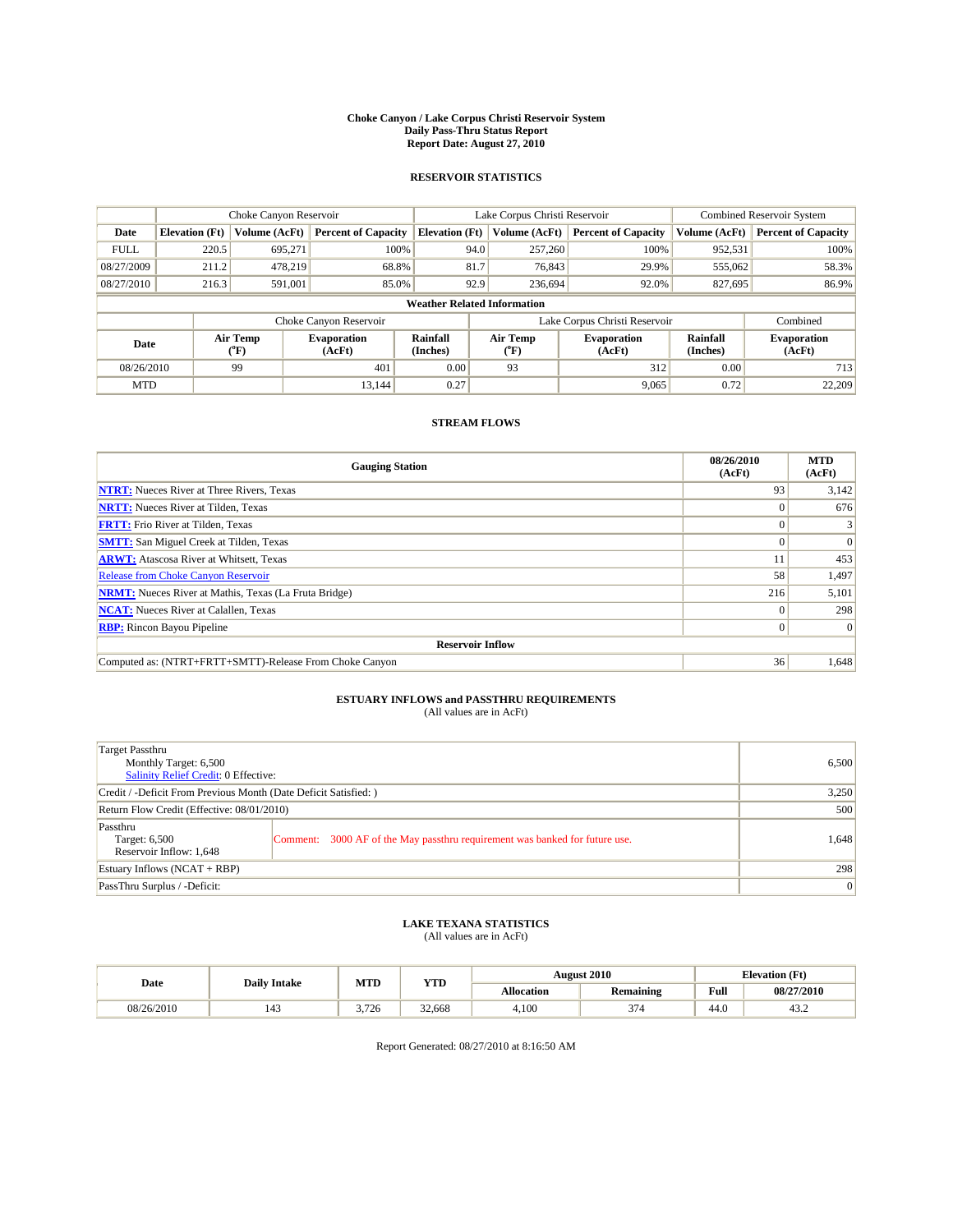# Choke Canyon / Lake Corpus Christi Reservoir System
## Daily Pass-Thru Status Report
### Report Date: August 27, 2010

## RESERVOIR STATISTICS

| | Choke Canyon Reservoir | | | Lake Corpus Christi Reservoir | | | Combined Reservoir System | |
|---|---|---|---|---|---|---|---|---|
| Date | Elevation (Ft) | Volume (AcFt) | Percent of Capacity | Elevation (Ft) | Volume (AcFt) | Percent of Capacity | Volume (AcFt) | Percent of Capacity |
| FULL | 220.5 | 695,271 | 100% | 94.0 | 257,260 | 100% | 952,531 | 100% |
| 08/27/2009 | 211.2 | 478,219 | 68.8% | 81.7 | 76,843 | 29.9% | 555,062 | 58.3% |
| 08/27/2010 | 216.3 | 591,001 | 85.0% | 92.9 | 236,694 | 92.0% | 827,695 | 86.9% |

**Weather Related Information**

| | Choke Canyon Reservoir | | | Lake Corpus Christi Reservoir | | | Combined |
|---|---|---|---|---|---|---|---|
| Date | Air Temp (°F) | Evaporation (AcFt) | Rainfall (Inches) | Air Temp (°F) | Evaporation (AcFt) | Rainfall (Inches) | Evaporation (AcFt) |
| 08/26/2010 | 99 | 401 | 0.00 | 93 | 312 | 0.00 | 713 |
| MTD | | 13,144 | 0.27 | | 9,065 | 0.72 | 22,209 |

## STREAM FLOWS

| Gauging Station | 08/26/2010 (AcFt) | MTD (AcFt) |
|---|---|---|
| NTRT: Nueces River at Three Rivers, Texas | 93 | 3,142 |
| NRTT: Nueces River at Tilden, Texas | 0 | 676 |
| FRTT: Frio River at Tilden, Texas | 0 | 3 |
| SMTT: San Miguel Creek at Tilden, Texas | 0 | 0 |
| ARWT: Atascosa River at Whitsett, Texas | 11 | 453 |
| Release from Choke Canyon Reservoir | 58 | 1,497 |
| NRMT: Nueces River at Mathis, Texas (La Fruta Bridge) | 216 | 5,101 |
| NCAT: Nueces River at Calallen, Texas | 0 | 298 |
| RBP: Rincon Bayou Pipeline | 0 | 0 |
| **Reservoir Inflow** | | |
| Computed as: (NTRT+FRTT+SMTT)-Release From Choke Canyon | 36 | 1,648 |

## ESTUARY INFLOWS and PASSTHRU REQUIREMENTS
(All values are in AcFt)

| | | |
|---|---|---|
| Target Passthru<br>Monthly Target: 6,500<br>Salinity Relief Credit: 0 Effective: | | 6,500 |
| Credit / -Deficit From Previous Month (Date Deficit Satisfied: ) | | 3,250 |
| Return Flow Credit (Effective: 08/01/2010) | | 500 |
| Passthru<br>Target: 6,500<br>Reservoir Inflow: 1,648 | Comment: 3000 AF of the May passthru requirement was banked for future use. | 1,648 |
| Estuary Inflows (NCAT + RBP) | | 298 |
| PassThru Surplus / -Deficit: | | 0 |

## LAKE TEXANA STATISTICS
(All values are in AcFt)

| Date | Daily Intake | MTD | YTD | August 2010 | | Elevation (Ft) | |
|---|---|---|---|---|---|---|---|
| | | | | Allocation | Remaining | Full | 08/27/2010 |
| 08/26/2010 | 143 | 3,726 | 32,668 | 4,100 | 374 | 44.0 | 43.2 |

Report Generated: 08/27/2010 at 8:16:50 AM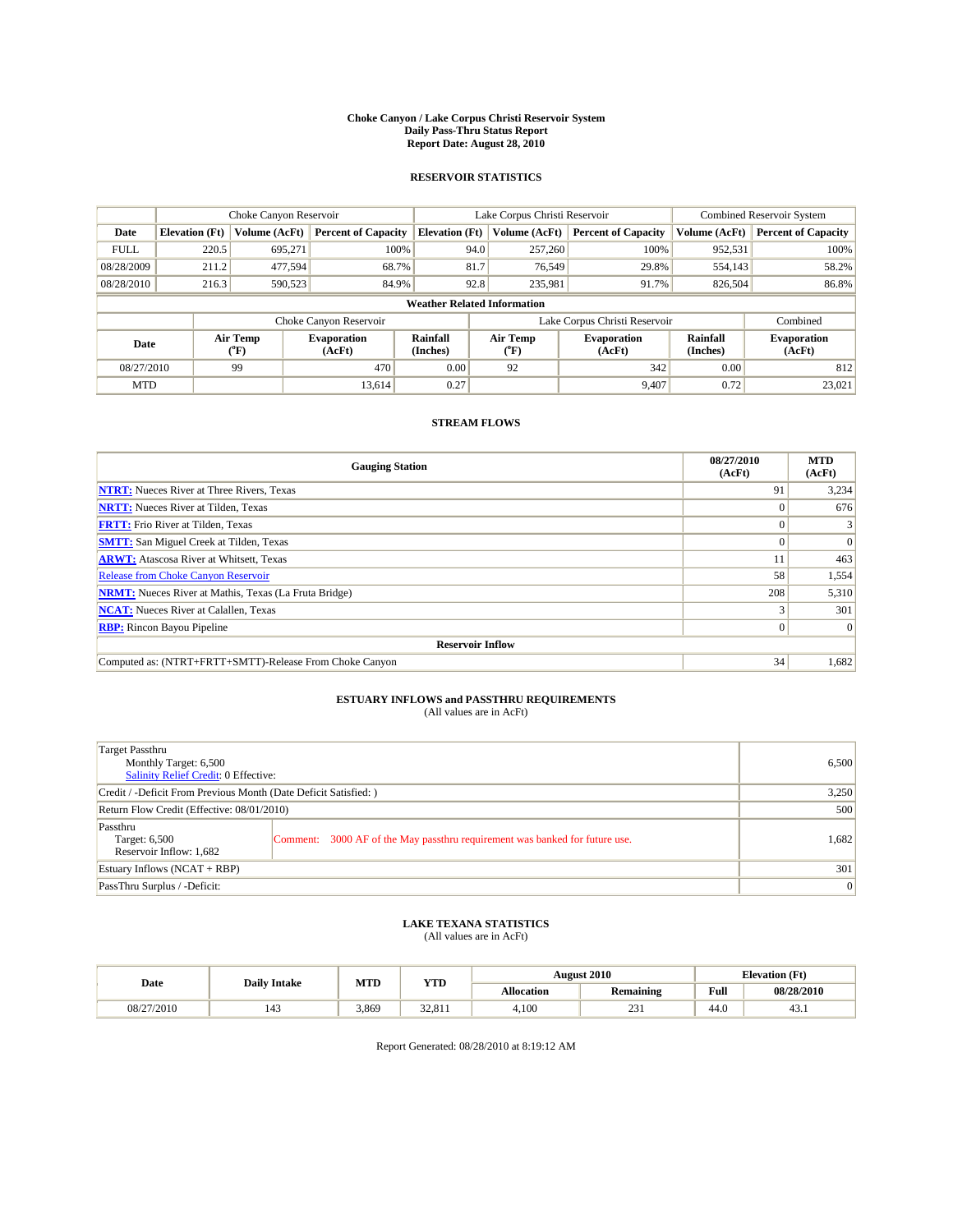**Choke Canyon / Lake Corpus Christi Reservoir System**
**Daily Pass-Thru Status Report**
**Report Date: August 28, 2010**

## RESERVOIR STATISTICS

| | Choke Canyon Reservoir | | | Lake Corpus Christi Reservoir | | | Combined Reservoir System | |
|---|---|---|---|---|---|---|---|---|
| Date | Elevation (Ft) | Volume (AcFt) | Percent of Capacity | Elevation (Ft) | Volume (AcFt) | Percent of Capacity | Volume (AcFt) | Percent of Capacity |
| FULL | 220.5 | 695,271 | 100% | 94.0 | 257,260 | 100% | 952,531 | 100% |
| 08/28/2009 | 211.2 | 477,594 | 68.7% | 81.7 | 76,549 | 29.8% | 554,143 | 58.2% |
| 08/28/2010 | 216.3 | 590,523 | 84.9% | 92.8 | 235,981 | 91.7% | 826,504 | 86.8% |

**Weather Related Information**

| | Choke Canyon Reservoir | | | Lake Corpus Christi Reservoir | | | Combined |
|---|---|---|---|---|---|---|---|
| Date | Air Temp (°F) | Evaporation (AcFt) | Rainfall (Inches) | Air Temp (°F) | Evaporation (AcFt) | Rainfall (Inches) | Evaporation (AcFt) |
| 08/27/2010 | 99 | 470 | 0.00 | 92 | 342 | 0.00 | 812 |
| MTD | | 13,614 | 0.27 | | 9,407 | 0.72 | 23,021 |

## STREAM FLOWS

| Gauging Station | 08/27/2010 (AcFt) | MTD (AcFt) |
|---|---|---|
| NTRT: Nueces River at Three Rivers, Texas | 91 | 3,234 |
| NRTT: Nueces River at Tilden, Texas | 0 | 676 |
| FRTT: Frio River at Tilden, Texas | 0 | 3 |
| SMTT: San Miguel Creek at Tilden, Texas | 0 | 0 |
| ARWT: Atascosa River at Whitsett, Texas | 11 | 463 |
| Release from Choke Canyon Reservoir | 58 | 1,554 |
| NRMT: Nueces River at Mathis, Texas (La Fruta Bridge) | 208 | 5,310 |
| NCAT: Nueces River at Calallen, Texas | 3 | 301 |
| RBP: Rincon Bayou Pipeline | 0 | 0 |
| **Reservoir Inflow** | | |
| Computed as: (NTRT+FRTT+SMTT)-Release From Choke Canyon | 34 | 1,682 |

## ESTUARY INFLOWS and PASSTHRU REQUIREMENTS
(All values are in AcFt)

| | | |
|---|---|---|
| Target Passthru<br>Monthly Target: 6,500<br>Salinity Relief Credit: 0 Effective: | | 6,500 |
| Credit / -Deficit From Previous Month (Date Deficit Satisfied: ) | | 3,250 |
| Return Flow Credit (Effective: 08/01/2010) | | 500 |
| Passthru<br>Target: 6,500<br>Reservoir Inflow: 1,682 | Comment: 3000 AF of the May passthru requirement was banked for future use. | 1,682 |
| Estuary Inflows (NCAT + RBP) | | 301 |
| PassThru Surplus / -Deficit: | | 0 |

## LAKE TEXANA STATISTICS
(All values are in AcFt)

| Date | Daily Intake | MTD | YTD | August 2010 | | Elevation (Ft) | |
|---|---|---|---|---|---|---|---|
| | | | | Allocation | Remaining | Full | 08/28/2010 |
| 08/27/2010 | 143 | 3,869 | 32,811 | 4,100 | 231 | 44.0 | 43.1 |

Report Generated: 08/28/2010 at 8:19:12 AM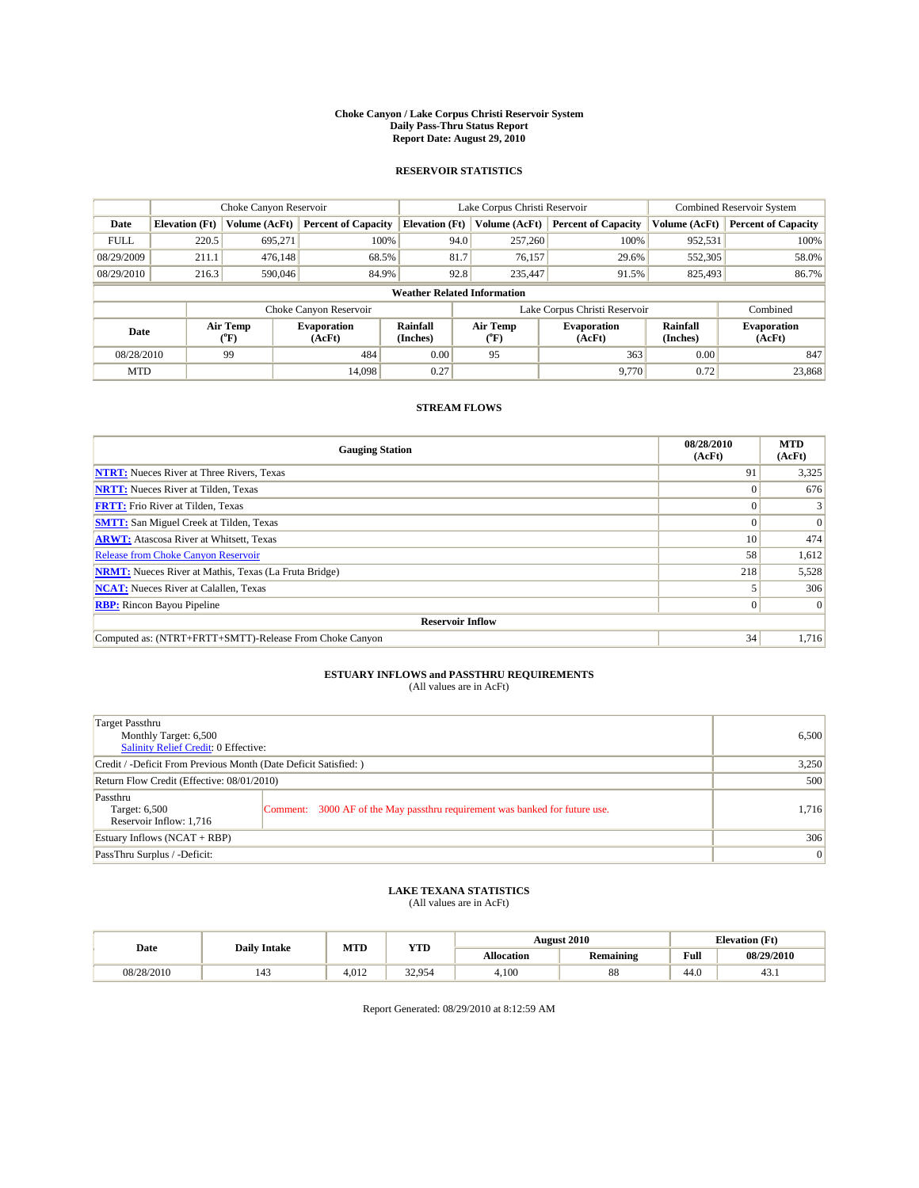**Choke Canyon / Lake Corpus Christi Reservoir System**
**Daily Pass-Thru Status Report**
**Report Date: August 29, 2010**

## RESERVOIR STATISTICS

| | Choke Canyon Reservoir | | | Lake Corpus Christi Reservoir | | | Combined Reservoir System | |
|---|---|---|---|---|---|---|---|---|
| **Date** | **Elevation (Ft)** | **Volume (AcFt)** | **Percent of Capacity** | **Elevation (Ft)** | **Volume (AcFt)** | **Percent of Capacity** | **Volume (AcFt)** | **Percent of Capacity** |
| FULL | 220.5 | 695,271 | 100% | 94.0 | 257,260 | 100% | 952,531 | 100% |
| 08/29/2009 | 211.1 | 476,148 | 68.5% | 81.7 | 76,157 | 29.6% | 552,305 | 58.0% |
| 08/29/2010 | 216.3 | 590,046 | 84.9% | 92.8 | 235,447 | 91.5% | 825,493 | 86.7% |

**Weather Related Information**

| | Choke Canyon Reservoir | | | Lake Corpus Christi Reservoir | | | Combined |
|---|---|---|---|---|---|---|---|
| **Date** | **Air Temp (°F)** | **Evaporation (AcFt)** | **Rainfall (Inches)** | **Air Temp (°F)** | **Evaporation (AcFt)** | **Rainfall (Inches)** | **Evaporation (AcFt)** |
| 08/28/2010 | 99 | 484 | 0.00 | 95 | 363 | 0.00 | 847 |
| MTD | | 14,098 | 0.27 | | 9,770 | 0.72 | 23,868 |

## STREAM FLOWS

| Gauging Station | 08/28/2010 (AcFt) | MTD (AcFt) |
|---|---|---|
| **NTRT:** Nueces River at Three Rivers, Texas | 91 | 3,325 |
| **NRTT:** Nueces River at Tilden, Texas | 0 | 676 |
| **FRTT:** Frio River at Tilden, Texas | 0 | 3 |
| **SMTT:** San Miguel Creek at Tilden, Texas | 0 | 0 |
| **ARWT:** Atascosa River at Whitsett, Texas | 10 | 474 |
| Release from Choke Canyon Reservoir | 58 | 1,612 |
| **NRMT:** Nueces River at Mathis, Texas (La Fruta Bridge) | 218 | 5,528 |
| **NCAT:** Nueces River at Calallen, Texas | 5 | 306 |
| **RBP:** Rincon Bayou Pipeline | 0 | 0 |
| **Reservoir Inflow** | | |
| Computed as: (NTRT+FRTT+SMTT)-Release From Choke Canyon | 34 | 1,716 |

## ESTUARY INFLOWS and PASSTHRU REQUIREMENTS

(All values are in AcFt)

| | | |
|---|---|---|
| Target Passthru<br>Monthly Target: 6,500<br>Salinity Relief Credit: 0 Effective: | | 6,500 |
| Credit / -Deficit From Previous Month (Date Deficit Satisfied: ) | | 3,250 |
| Return Flow Credit (Effective: 08/01/2010) | | 500 |
| Passthru<br>Target: 6,500<br>Reservoir Inflow: 1,716 | Comment: 3000 AF of the May passthru requirement was banked for future use. | 1,716 |
| Estuary Inflows (NCAT + RBP) | | 306 |
| PassThru Surplus / -Deficit: | | 0 |

## LAKE TEXANA STATISTICS

(All values are in AcFt)

| Date | Daily Intake | MTD | YTD | August 2010 | | Elevation (Ft) | |
|---|---|---|---|---|---|---|---|
| | | | | **Allocation** | **Remaining** | **Full** | **08/29/2010** |
| 08/28/2010 | 143 | 4,012 | 32,954 | 4,100 | 88 | 44.0 | 43.1 |

Report Generated: 08/29/2010 at 8:12:59 AM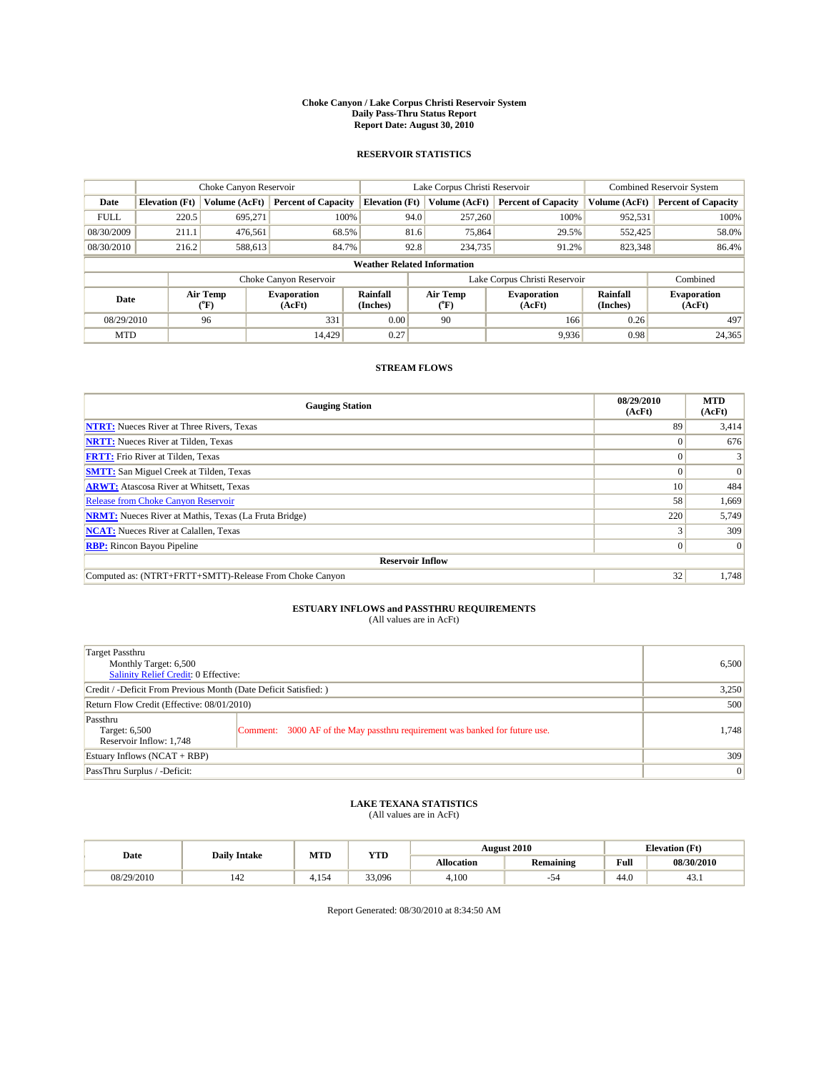**Choke Canyon / Lake Corpus Christi Reservoir System**
**Daily Pass-Thru Status Report**
**Report Date: August 30, 2010**

## RESERVOIR STATISTICS

| | Choke Canyon Reservoir | | | Lake Corpus Christi Reservoir | | | Combined Reservoir System | |
|---|---|---|---|---|---|---|---|---|
| Date | Elevation (Ft) | Volume (AcFt) | Percent of Capacity | Elevation (Ft) | Volume (AcFt) | Percent of Capacity | Volume (AcFt) | Percent of Capacity |
| FULL | 220.5 | 695,271 | 100% | 94.0 | 257,260 | 100% | 952,531 | 100% |
| 08/30/2009 | 211.1 | 476,561 | 68.5% | 81.6 | 75,864 | 29.5% | 552,425 | 58.0% |
| 08/30/2010 | 216.2 | 588,613 | 84.7% | 92.8 | 234,735 | 91.2% | 823,348 | 86.4% |

**Weather Related Information**

| | Choke Canyon Reservoir | | | Lake Corpus Christi Reservoir | | | Combined |
|---|---|---|---|---|---|---|---|
| Date | Air Temp (°F) | Evaporation (AcFt) | Rainfall (Inches) | Air Temp (°F) | Evaporation (AcFt) | Rainfall (Inches) | Evaporation (AcFt) |
| 08/29/2010 | 96 | 331 | 0.00 | 90 | 166 | 0.26 | 497 |
| MTD | | 14,429 | 0.27 | | 9,936 | 0.98 | 24,365 |

## STREAM FLOWS

| Gauging Station | 08/29/2010 (AcFt) | MTD (AcFt) |
|---|---|---|
| NTRT: Nueces River at Three Rivers, Texas | 89 | 3,414 |
| NRTT: Nueces River at Tilden, Texas | 0 | 676 |
| FRTT: Frio River at Tilden, Texas | 0 | 3 |
| SMTT: San Miguel Creek at Tilden, Texas | 0 | 0 |
| ARWT: Atascosa River at Whitsett, Texas | 10 | 484 |
| Release from Choke Canyon Reservoir | 58 | 1,669 |
| NRMT: Nueces River at Mathis, Texas (La Fruta Bridge) | 220 | 5,749 |
| NCAT: Nueces River at Calallen, Texas | 3 | 309 |
| RBP: Rincon Bayou Pipeline | 0 | 0 |
| **Reservoir Inflow** | | |
| Computed as: (NTRT+FRTT+SMTT)-Release From Choke Canyon | 32 | 1,748 |

## ESTUARY INFLOWS and PASSTHRU REQUIREMENTS

(All values are in AcFt)

| | | |
|---|---|---|
| Target Passthru<br>Monthly Target: 6,500<br>Salinity Relief Credit: 0 Effective: | | 6,500 |
| Credit / -Deficit From Previous Month (Date Deficit Satisfied: ) | | 3,250 |
| Return Flow Credit (Effective: 08/01/2010) | | 500 |
| Passthru<br>Target: 6,500<br>Reservoir Inflow: 1,748 | Comment: 3000 AF of the May passthru requirement was banked for future use. | 1,748 |
| Estuary Inflows (NCAT + RBP) | | 309 |
| PassThru Surplus / -Deficit: | | 0 |

## LAKE TEXANA STATISTICS

(All values are in AcFt)

| Date | Daily Intake | MTD | YTD | August 2010 | | Elevation (Ft) | |
|---|---|---|---|---|---|---|---|
| | | | | Allocation | Remaining | Full | 08/30/2010 |
| 08/29/2010 | 142 | 4,154 | 33,096 | 4,100 | -54 | 44.0 | 43.1 |

Report Generated: 08/30/2010 at 8:34:50 AM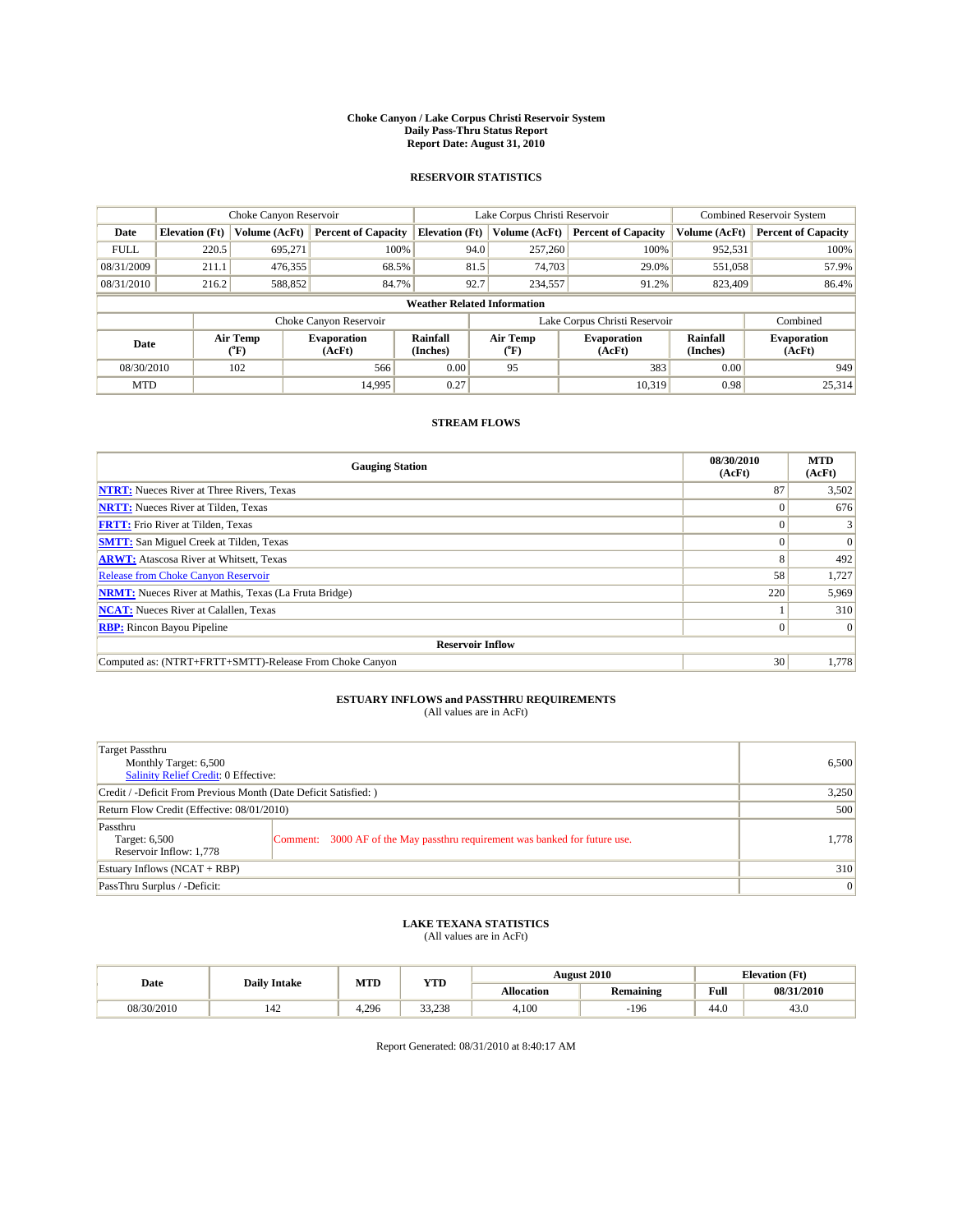**Choke Canyon / Lake Corpus Christi Reservoir System**
**Daily Pass-Thru Status Report**
**Report Date: August 31, 2010**

## RESERVOIR STATISTICS

| | Choke Canyon Reservoir | | | Lake Corpus Christi Reservoir | | | Combined Reservoir System | |
|---|---|---|---|---|---|---|---|---|
| **Date** | **Elevation (Ft)** | **Volume (AcFt)** | **Percent of Capacity** | **Elevation (Ft)** | **Volume (AcFt)** | **Percent of Capacity** | **Volume (AcFt)** | **Percent of Capacity** |
| FULL | 220.5 | 695,271 | 100% | 94.0 | 257,260 | 100% | 952,531 | 100% |
| 08/31/2009 | 211.1 | 476,355 | 68.5% | 81.5 | 74,703 | 29.0% | 551,058 | 57.9% |
| 08/31/2010 | 216.2 | 588,852 | 84.7% | 92.7 | 234,557 | 91.2% | 823,409 | 86.4% |

**Weather Related Information**

| | Choke Canyon Reservoir | | | Lake Corpus Christi Reservoir | | | Combined |
|---|---|---|---|---|---|---|---|
| **Date** | **Air Temp (°F)** | **Evaporation (AcFt)** | **Rainfall (Inches)** | **Air Temp (°F)** | **Evaporation (AcFt)** | **Rainfall (Inches)** | **Evaporation (AcFt)** |
| 08/30/2010 | 102 | 566 | 0.00 | 95 | 383 | 0.00 | 949 |
| MTD | | 14,995 | 0.27 | | 10,319 | 0.98 | 25,314 |

## STREAM FLOWS

| Gauging Station | 08/30/2010 (AcFt) | MTD (AcFt) |
|---|---|---|
| **NTRT:** Nueces River at Three Rivers, Texas | 87 | 3,502 |
| **NRTT:** Nueces River at Tilden, Texas | 0 | 676 |
| **FRTT:** Frio River at Tilden, Texas | 0 | 3 |
| **SMTT:** San Miguel Creek at Tilden, Texas | 0 | 0 |
| **ARWT:** Atascosa River at Whitsett, Texas | 8 | 492 |
| Release from Choke Canyon Reservoir | 58 | 1,727 |
| **NRMT:** Nueces River at Mathis, Texas (La Fruta Bridge) | 220 | 5,969 |
| **NCAT:** Nueces River at Calallen, Texas | 1 | 310 |
| **RBP:** Rincon Bayou Pipeline | 0 | 0 |
| **Reservoir Inflow** | | |
| Computed as: (NTRT+FRTT+SMTT)-Release From Choke Canyon | 30 | 1,778 |

## ESTUARY INFLOWS and PASSTHRU REQUIREMENTS
(All values are in AcFt)

| | | |
|---|---|---|
| Target Passthru<br>Monthly Target: 6,500<br>Salinity Relief Credit: 0 Effective: | | 6,500 |
| Credit / -Deficit From Previous Month (Date Deficit Satisfied: ) | | 3,250 |
| Return Flow Credit (Effective: 08/01/2010) | | 500 |
| Passthru<br>Target: 6,500<br>Reservoir Inflow: 1,778 | Comment: 3000 AF of the May passthru requirement was banked for future use. | 1,778 |
| Estuary Inflows (NCAT + RBP) | | 310 |
| PassThru Surplus / -Deficit: | | 0 |

## LAKE TEXANA STATISTICS
(All values are in AcFt)

| Date | Daily Intake | MTD | YTD | August 2010 | | Elevation (Ft) | |
|---|---|---|---|---|---|---|---|
| | | | | **Allocation** | **Remaining** | **Full** | **08/31/2010** |
| 08/30/2010 | 142 | 4,296 | 33,238 | 4,100 | -196 | 44.0 | 43.0 |

Report Generated: 08/31/2010 at 8:40:17 AM